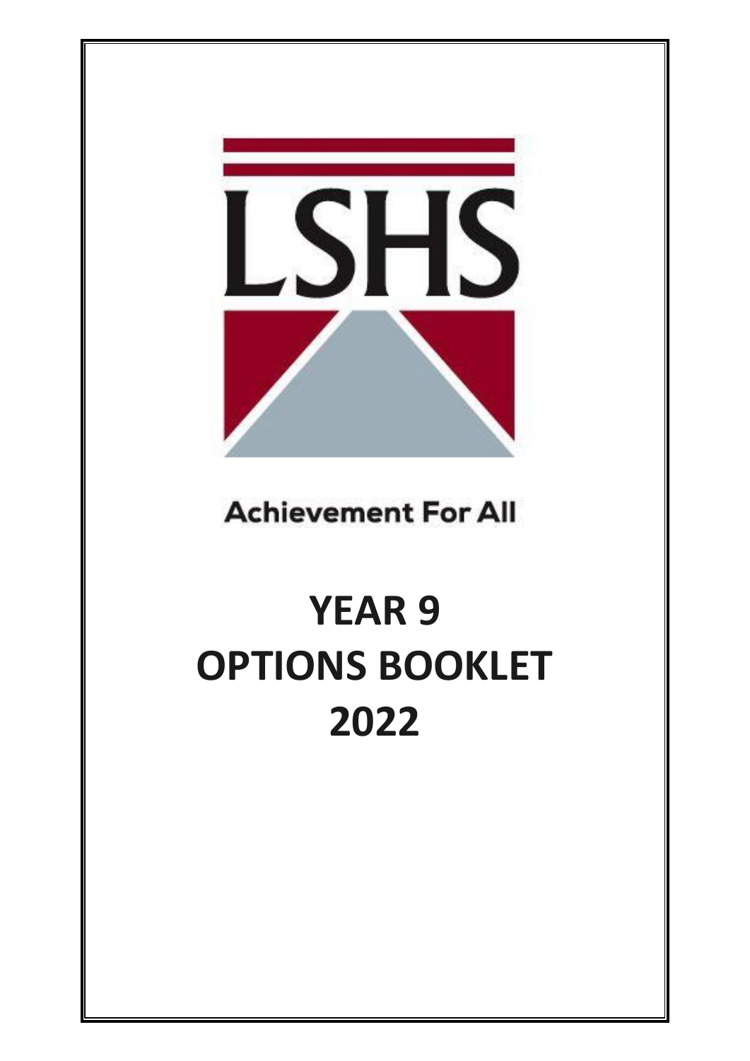LSHS

Achievement For All

# YEAR 9
# OPTIONS BOOKLET
# 2022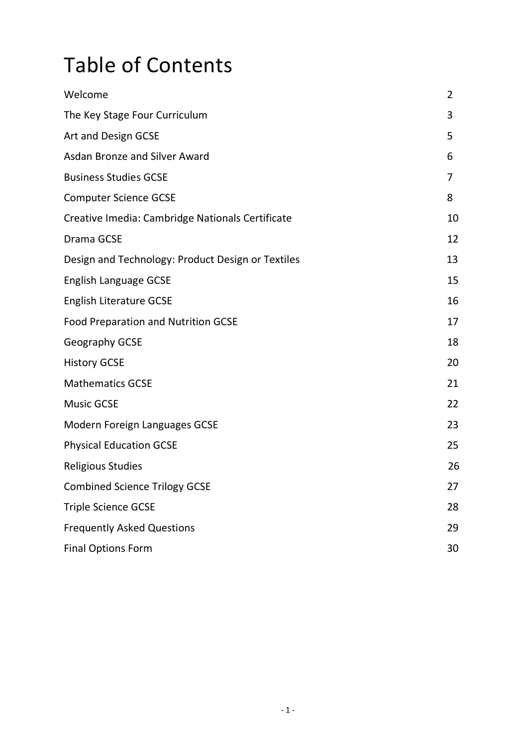# Table of Contents

| | |
|---|---|
| Welcome | 2 |
| The Key Stage Four Curriculum | 3 |
| Art and Design GCSE | 5 |
| Asdan Bronze and Silver Award | 6 |
| Business Studies GCSE | 7 |
| Computer Science GCSE | 8 |
| Creative Imedia: Cambridge Nationals Certificate | 10 |
| Drama GCSE | 12 |
| Design and Technology: Product Design or Textiles | 13 |
| English Language GCSE | 15 |
| English Literature GCSE | 16 |
| Food Preparation and Nutrition GCSE | 17 |
| Geography GCSE | 18 |
| History GCSE | 20 |
| Mathematics GCSE | 21 |
| Music GCSE | 22 |
| Modern Foreign Languages GCSE | 23 |
| Physical Education GCSE | 25 |
| Religious Studies | 26 |
| Combined Science Trilogy GCSE | 27 |
| Triple Science GCSE | 28 |
| Frequently Asked Questions | 29 |
| Final Options Form | 30 |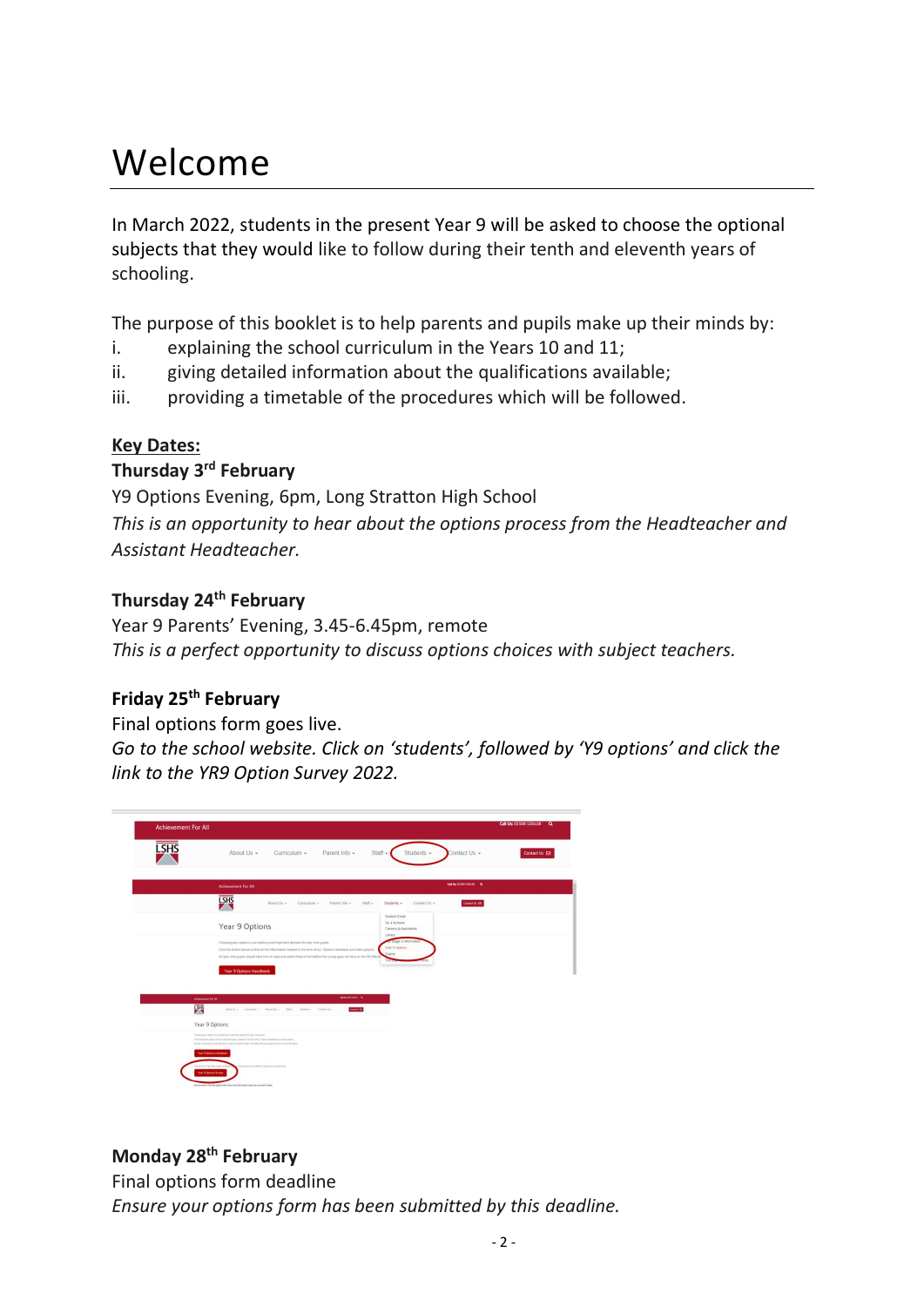# Welcome

In March 2022, students in the present Year 9 will be asked to choose the optional subjects that they would like to follow during their tenth and eleventh years of schooling.

The purpose of this booklet is to help parents and pupils make up their minds by:

i. explaining the school curriculum in the Years 10 and 11;
ii. giving detailed information about the qualifications available;
iii. providing a timetable of the procedures which will be followed.

**Key Dates:**

**Thursday 3rd February**

Y9 Options Evening, 6pm, Long Stratton High School

*This is an opportunity to hear about the options process from the Headteacher and Assistant Headteacher.*

**Thursday 24th February**

Year 9 Parents' Evening, 3.45-6.45pm, remote

*This is a perfect opportunity to discuss options choices with subject teachers.*

**Friday 25th February**

Final options form goes live.

*Go to the school website. Click on 'students', followed by 'Y9 options' and click the link to the YR9 Option Survey 2022.*

**Monday 28th February**

Final options form deadline

*Ensure your options form has been submitted by this deadline.*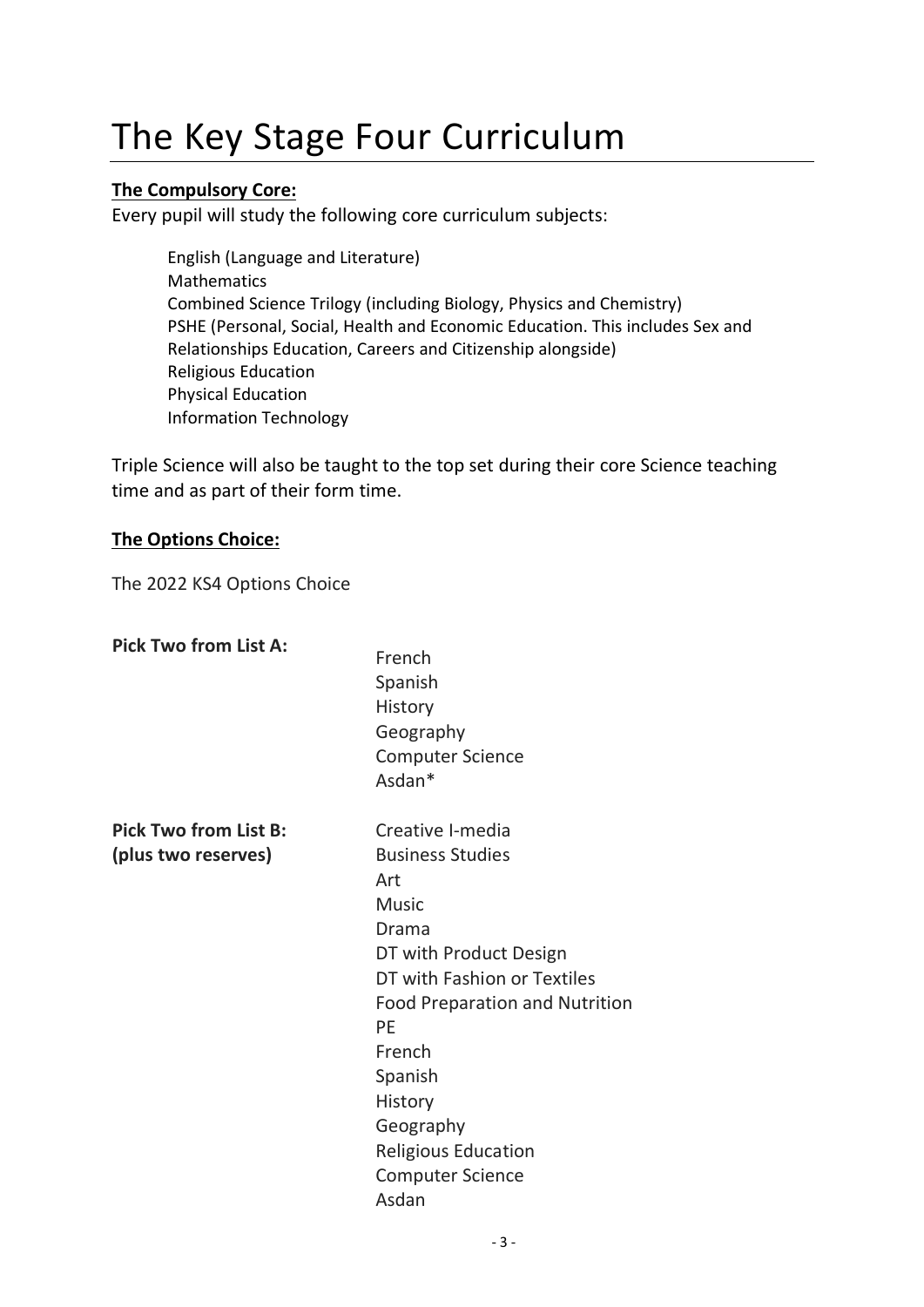# The Key Stage Four Curriculum

**The Compulsory Core:**

Every pupil will study the following core curriculum subjects:

English (Language and Literature)
Mathematics
Combined Science Trilogy (including Biology, Physics and Chemistry)
PSHE (Personal, Social, Health and Economic Education. This includes Sex and Relationships Education, Careers and Citizenship alongside)
Religious Education
Physical Education
Information Technology

Triple Science will also be taught to the top set during their core Science teaching time and as part of their form time.

**The Options Choice:**

The 2022 KS4 Options Choice

**Pick Two from List A:**

French
Spanish
History
Geography
Computer Science
Asdan*

**Pick Two from List B:**
**(plus two reserves)**

Creative I-media
Business Studies
Art
Music
Drama
DT with Product Design
DT with Fashion or Textiles
Food Preparation and Nutrition
PE
French
Spanish
History
Geography
Religious Education
Computer Science
Asdan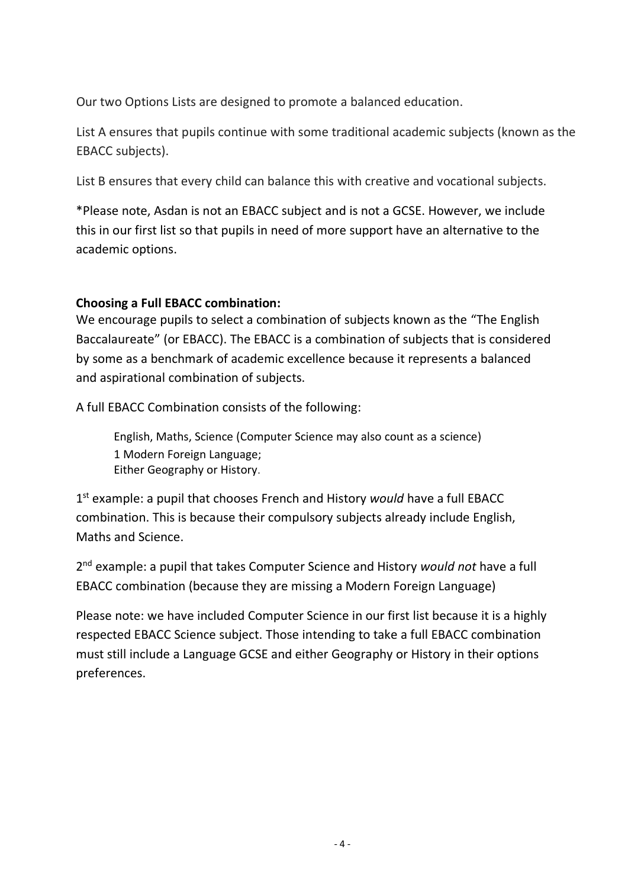Our two Options Lists are designed to promote a balanced education.

List A ensures that pupils continue with some traditional academic subjects (known as the EBACC subjects).

List B ensures that every child can balance this with creative and vocational subjects.

*Please note, Asdan is not an EBACC subject and is not a GCSE. However, we include this in our first list so that pupils in need of more support have an alternative to the academic options.

**Choosing a Full EBACC combination:**

We encourage pupils to select a combination of subjects known as the "The English Baccalaureate" (or EBACC). The EBACC is a combination of subjects that is considered by some as a benchmark of academic excellence because it represents a balanced and aspirational combination of subjects.

A full EBACC Combination consists of the following:

> English, Maths, Science (Computer Science may also count as a science)
> 1 Modern Foreign Language;
> Either Geography or History.

1st example: a pupil that chooses French and History *would* have a full EBACC combination. This is because their compulsory subjects already include English, Maths and Science.

2nd example: a pupil that takes Computer Science and History *would not* have a full EBACC combination (because they are missing a Modern Foreign Language)

Please note: we have included Computer Science in our first list because it is a highly respected EBACC Science subject. Those intending to take a full EBACC combination must still include a Language GCSE and either Geography or History in their options preferences.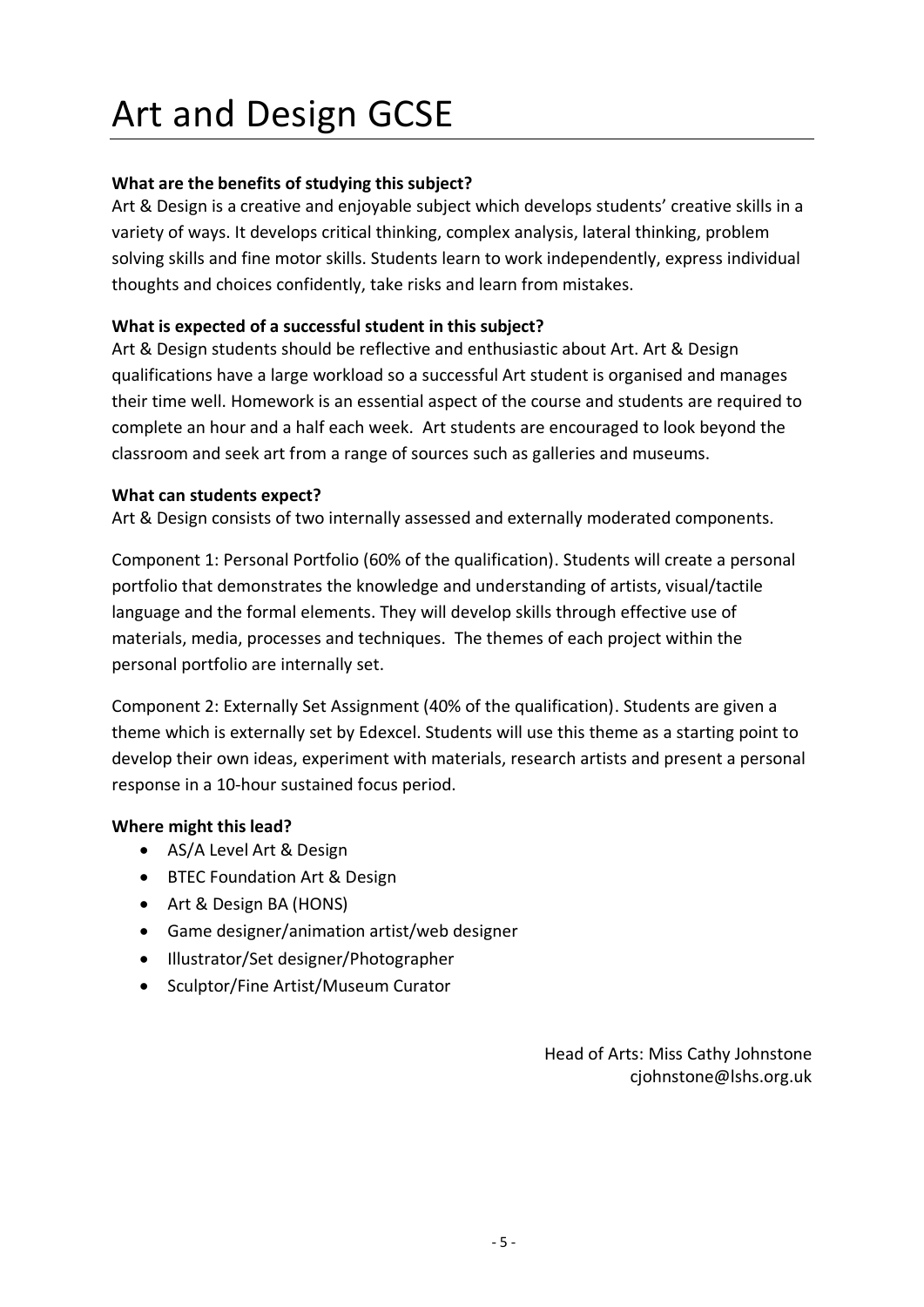# Art and Design GCSE

**What are the benefits of studying this subject?**

Art & Design is a creative and enjoyable subject which develops students' creative skills in a variety of ways. It develops critical thinking, complex analysis, lateral thinking, problem solving skills and fine motor skills. Students learn to work independently, express individual thoughts and choices confidently, take risks and learn from mistakes.

**What is expected of a successful student in this subject?**

Art & Design students should be reflective and enthusiastic about Art. Art & Design qualifications have a large workload so a successful Art student is organised and manages their time well. Homework is an essential aspect of the course and students are required to complete an hour and a half each week. Art students are encouraged to look beyond the classroom and seek art from a range of sources such as galleries and museums.

**What can students expect?**

Art & Design consists of two internally assessed and externally moderated components.

Component 1: Personal Portfolio (60% of the qualification). Students will create a personal portfolio that demonstrates the knowledge and understanding of artists, visual/tactile language and the formal elements. They will develop skills through effective use of materials, media, processes and techniques. The themes of each project within the personal portfolio are internally set.

Component 2: Externally Set Assignment (40% of the qualification). Students are given a theme which is externally set by Edexcel. Students will use this theme as a starting point to develop their own ideas, experiment with materials, research artists and present a personal response in a 10-hour sustained focus period.

**Where might this lead?**

- AS/A Level Art & Design
- BTEC Foundation Art & Design
- Art & Design BA (HONS)
- Game designer/animation artist/web designer
- Illustrator/Set designer/Photographer
- Sculptor/Fine Artist/Museum Curator

Head of Arts: Miss Cathy Johnstone
cjohnstone@lshs.org.uk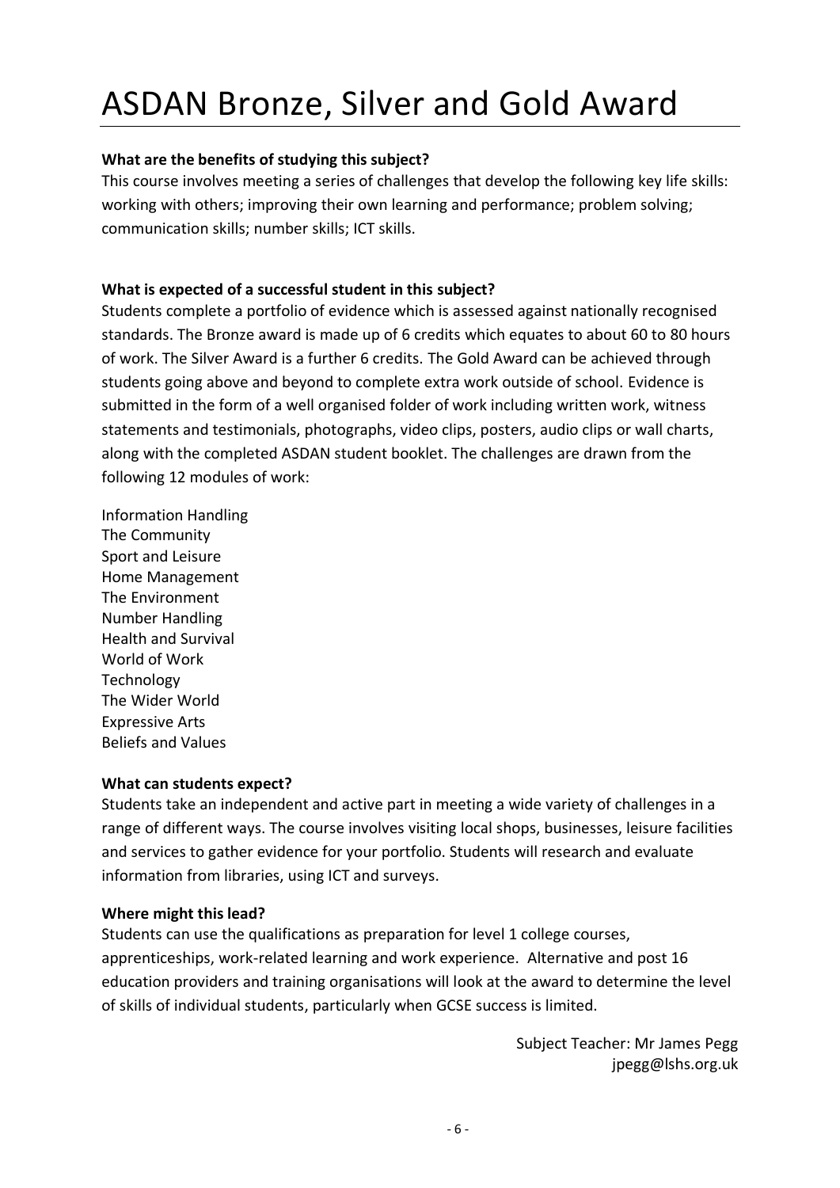# ASDAN Bronze, Silver and Gold Award

**What are the benefits of studying this subject?**

This course involves meeting a series of challenges that develop the following key life skills: working with others; improving their own learning and performance; problem solving; communication skills; number skills; ICT skills.

**What is expected of a successful student in this subject?**

Students complete a portfolio of evidence which is assessed against nationally recognised standards. The Bronze award is made up of 6 credits which equates to about 60 to 80 hours of work. The Silver Award is a further 6 credits. The Gold Award can be achieved through students going above and beyond to complete extra work outside of school. Evidence is submitted in the form of a well organised folder of work including written work, witness statements and testimonials, photographs, video clips, posters, audio clips or wall charts, along with the completed ASDAN student booklet. The challenges are drawn from the following 12 modules of work:

Information Handling
The Community
Sport and Leisure
Home Management
The Environment
Number Handling
Health and Survival
World of Work
Technology
The Wider World
Expressive Arts
Beliefs and Values

**What can students expect?**

Students take an independent and active part in meeting a wide variety of challenges in a range of different ways. The course involves visiting local shops, businesses, leisure facilities and services to gather evidence for your portfolio. Students will research and evaluate information from libraries, using ICT and surveys.

**Where might this lead?**

Students can use the qualifications as preparation for level 1 college courses, apprenticeships, work-related learning and work experience. Alternative and post 16 education providers and training organisations will look at the award to determine the level of skills of individual students, particularly when GCSE success is limited.

Subject Teacher: Mr James Pegg
jpegg@lshs.org.uk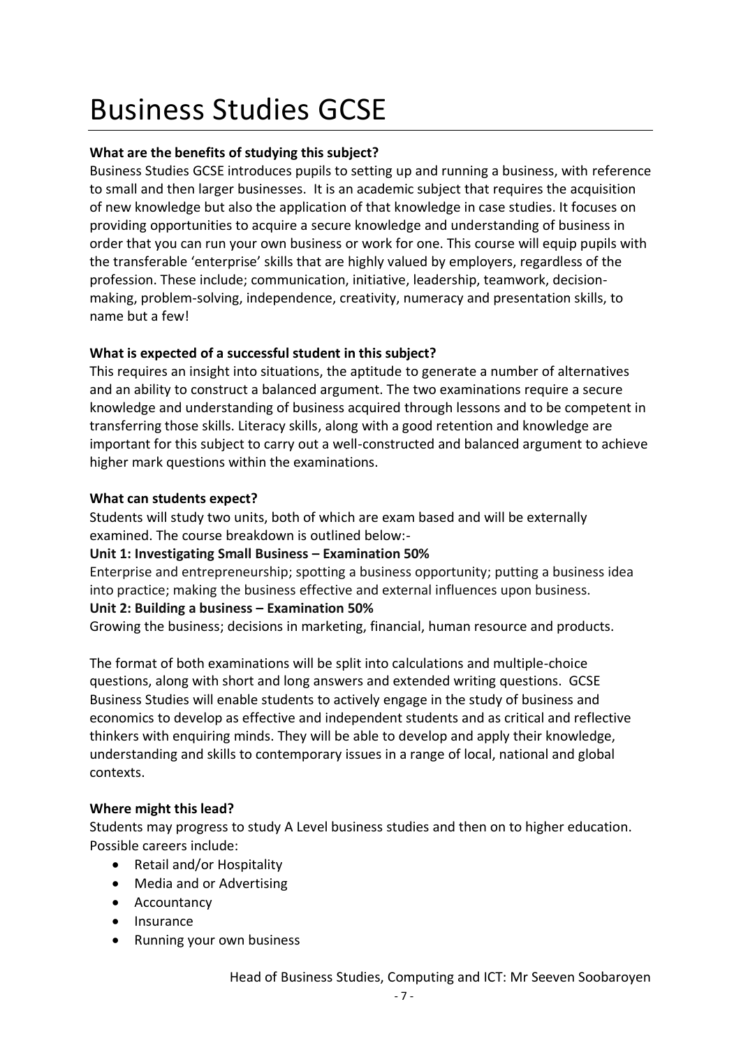# Business Studies GCSE

**What are the benefits of studying this subject?**

Business Studies GCSE introduces pupils to setting up and running a business, with reference to small and then larger businesses. It is an academic subject that requires the acquisition of new knowledge but also the application of that knowledge in case studies. It focuses on providing opportunities to acquire a secure knowledge and understanding of business in order that you can run your own business or work for one. This course will equip pupils with the transferable 'enterprise' skills that are highly valued by employers, regardless of the profession. These include; communication, initiative, leadership, teamwork, decision-making, problem-solving, independence, creativity, numeracy and presentation skills, to name but a few!

**What is expected of a successful student in this subject?**

This requires an insight into situations, the aptitude to generate a number of alternatives and an ability to construct a balanced argument. The two examinations require a secure knowledge and understanding of business acquired through lessons and to be competent in transferring those skills. Literacy skills, along with a good retention and knowledge are important for this subject to carry out a well-constructed and balanced argument to achieve higher mark questions within the examinations.

**What can students expect?**

Students will study two units, both of which are exam based and will be externally examined. The course breakdown is outlined below:-

**Unit 1: Investigating Small Business – Examination 50%**

Enterprise and entrepreneurship; spotting a business opportunity; putting a business idea into practice; making the business effective and external influences upon business.

**Unit 2: Building a business – Examination 50%**

Growing the business; decisions in marketing, financial, human resource and products.

The format of both examinations will be split into calculations and multiple-choice questions, along with short and long answers and extended writing questions. GCSE Business Studies will enable students to actively engage in the study of business and economics to develop as effective and independent students and as critical and reflective thinkers with enquiring minds. They will be able to develop and apply their knowledge, understanding and skills to contemporary issues in a range of local, national and global contexts.

**Where might this lead?**

Students may progress to study A Level business studies and then on to higher education. Possible careers include:

- Retail and/or Hospitality
- Media and or Advertising
- Accountancy
- Insurance
- Running your own business

Head of Business Studies, Computing and ICT: Mr Seeven Soobaroyen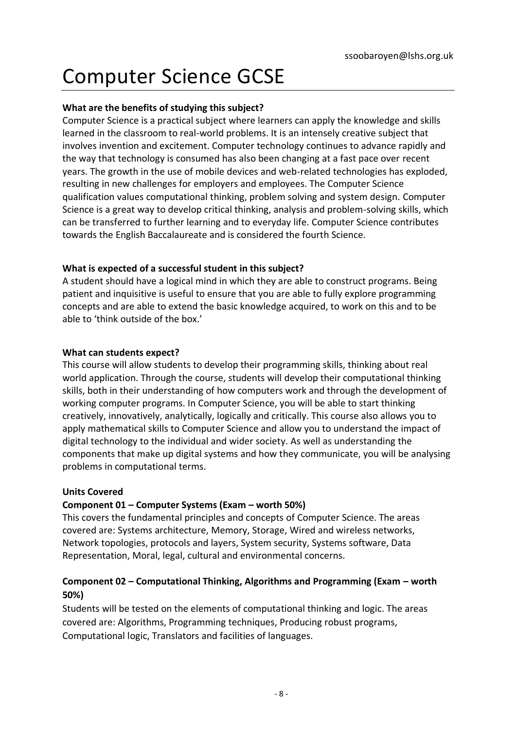ssoobaroyen@lshs.org.uk

# Computer Science GCSE

**What are the benefits of studying this subject?**

Computer Science is a practical subject where learners can apply the knowledge and skills learned in the classroom to real-world problems. It is an intensely creative subject that involves invention and excitement. Computer technology continues to advance rapidly and the way that technology is consumed has also been changing at a fast pace over recent years. The growth in the use of mobile devices and web-related technologies has exploded, resulting in new challenges for employers and employees. The Computer Science qualification values computational thinking, problem solving and system design. Computer Science is a great way to develop critical thinking, analysis and problem-solving skills, which can be transferred to further learning and to everyday life. Computer Science contributes towards the English Baccalaureate and is considered the fourth Science.

**What is expected of a successful student in this subject?**

A student should have a logical mind in which they are able to construct programs. Being patient and inquisitive is useful to ensure that you are able to fully explore programming concepts and are able to extend the basic knowledge acquired, to work on this and to be able to 'think outside of the box.'

**What can students expect?**

This course will allow students to develop their programming skills, thinking about real world application. Through the course, students will develop their computational thinking skills, both in their understanding of how computers work and through the development of working computer programs. In Computer Science, you will be able to start thinking creatively, innovatively, analytically, logically and critically. This course also allows you to apply mathematical skills to Computer Science and allow you to understand the impact of digital technology to the individual and wider society. As well as understanding the components that make up digital systems and how they communicate, you will be analysing problems in computational terms.

**Units Covered**

**Component 01 – Computer Systems (Exam – worth 50%)**

This covers the fundamental principles and concepts of Computer Science. The areas covered are: Systems architecture, Memory, Storage, Wired and wireless networks, Network topologies, protocols and layers, System security, Systems software, Data Representation, Moral, legal, cultural and environmental concerns.

**Component 02 – Computational Thinking, Algorithms and Programming (Exam – worth 50%)**

Students will be tested on the elements of computational thinking and logic. The areas covered are: Algorithms, Programming techniques, Producing robust programs, Computational logic, Translators and facilities of languages.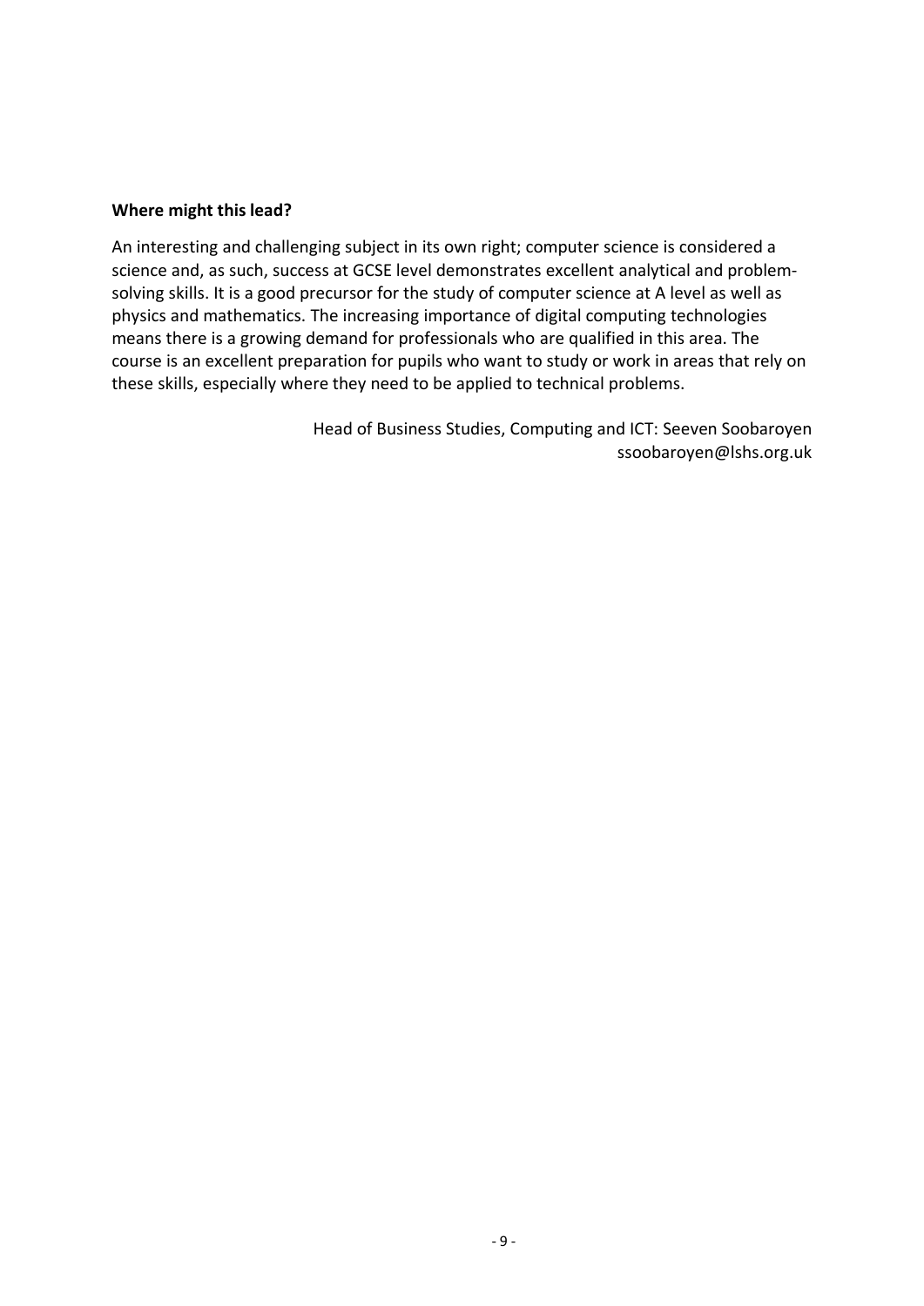**Where might this lead?**

An interesting and challenging subject in its own right; computer science is considered a science and, as such, success at GCSE level demonstrates excellent analytical and problem-solving skills. It is a good precursor for the study of computer science at A level as well as physics and mathematics. The increasing importance of digital computing technologies means there is a growing demand for professionals who are qualified in this area. The course is an excellent preparation for pupils who want to study or work in areas that rely on these skills, especially where they need to be applied to technical problems.

Head of Business Studies, Computing and ICT: Seeven Soobaroyen
ssoobaroyen@lshs.org.uk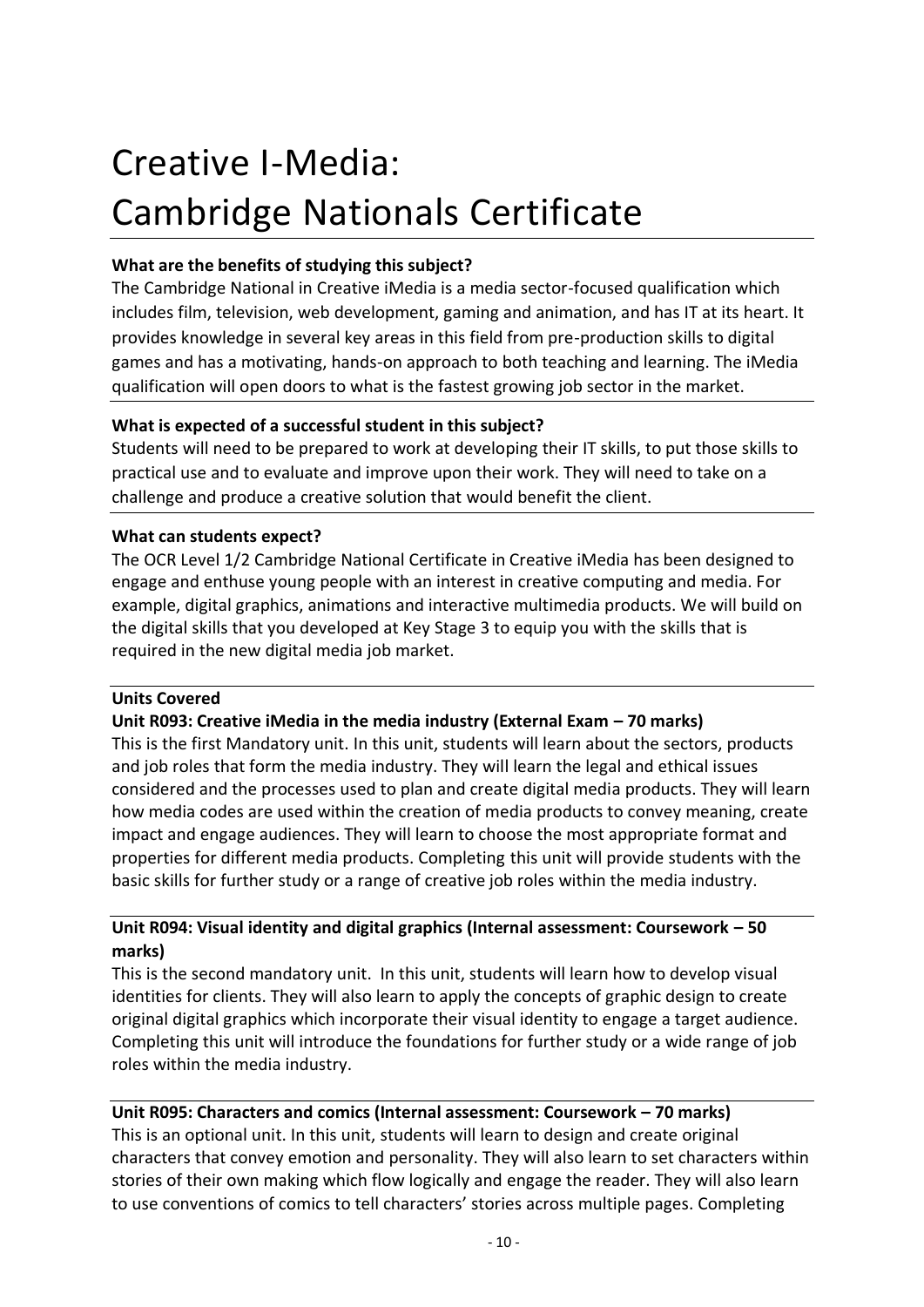# Creative I-Media: Cambridge Nationals Certificate

**What are the benefits of studying this subject?**

The Cambridge National in Creative iMedia is a media sector-focused qualification which includes film, television, web development, gaming and animation, and has IT at its heart. It provides knowledge in several key areas in this field from pre-production skills to digital games and has a motivating, hands-on approach to both teaching and learning. The iMedia qualification will open doors to what is the fastest growing job sector in the market.

**What is expected of a successful student in this subject?**

Students will need to be prepared to work at developing their IT skills, to put those skills to practical use and to evaluate and improve upon their work. They will need to take on a challenge and produce a creative solution that would benefit the client.

**What can students expect?**

The OCR Level 1/2 Cambridge National Certificate in Creative iMedia has been designed to engage and enthuse young people with an interest in creative computing and media. For example, digital graphics, animations and interactive multimedia products. We will build on the digital skills that you developed at Key Stage 3 to equip you with the skills that is required in the new digital media job market.

**Units Covered**

**Unit R093: Creative iMedia in the media industry (External Exam – 70 marks)**

This is the first Mandatory unit. In this unit, students will learn about the sectors, products and job roles that form the media industry. They will learn the legal and ethical issues considered and the processes used to plan and create digital media products. They will learn how media codes are used within the creation of media products to convey meaning, create impact and engage audiences. They will learn to choose the most appropriate format and properties for different media products. Completing this unit will provide students with the basic skills for further study or a range of creative job roles within the media industry.

**Unit R094: Visual identity and digital graphics (Internal assessment: Coursework – 50 marks)**

This is the second mandatory unit. In this unit, students will learn how to develop visual identities for clients. They will also learn to apply the concepts of graphic design to create original digital graphics which incorporate their visual identity to engage a target audience. Completing this unit will introduce the foundations for further study or a wide range of job roles within the media industry.

**Unit R095: Characters and comics (Internal assessment: Coursework – 70 marks)**

This is an optional unit. In this unit, students will learn to design and create original characters that convey emotion and personality. They will also learn to set characters within stories of their own making which flow logically and engage the reader. They will also learn to use conventions of comics to tell characters' stories across multiple pages. Completing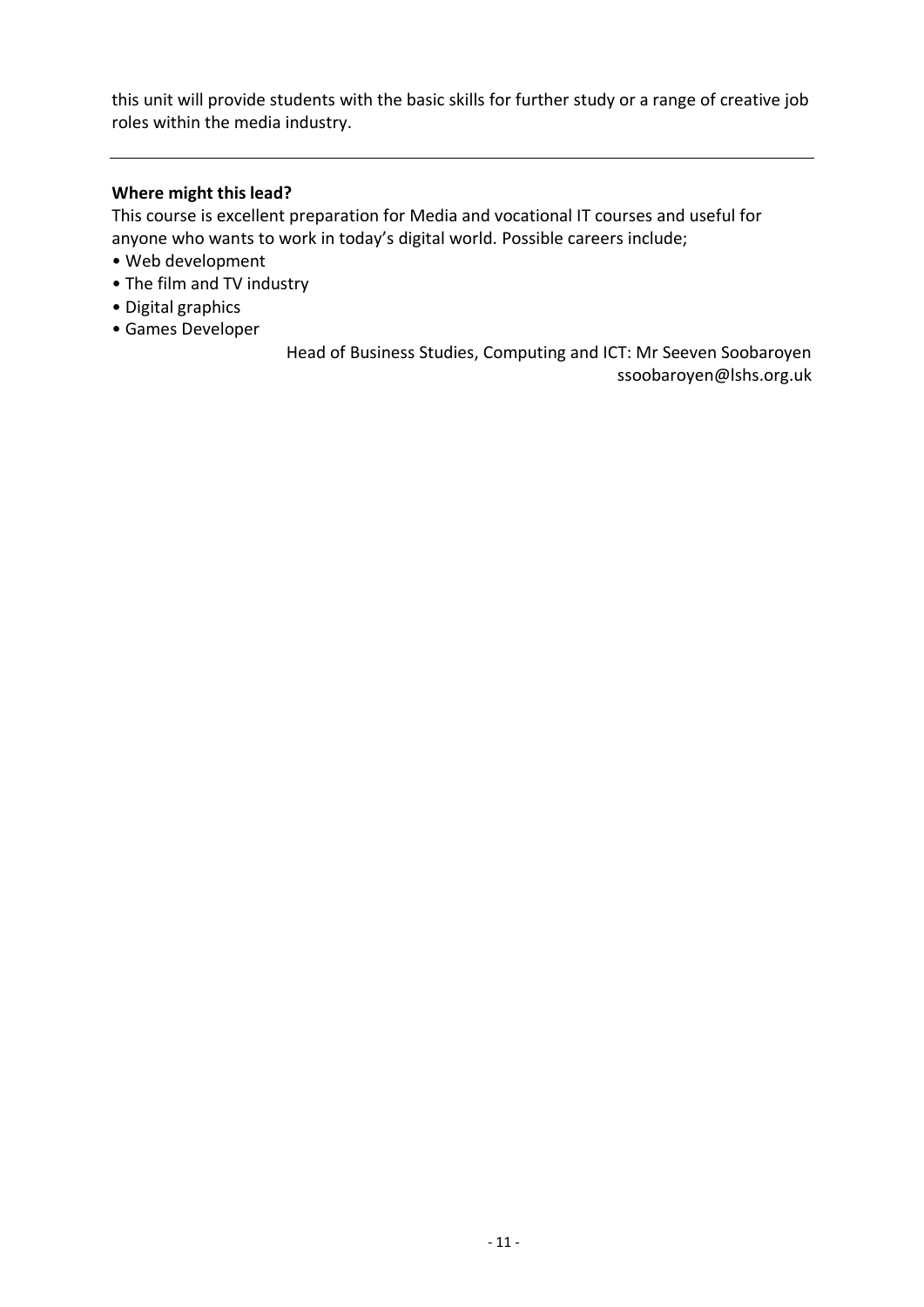this unit will provide students with the basic skills for further study or a range of creative job roles within the media industry.

---

**Where might this lead?**

This course is excellent preparation for Media and vocational IT courses and useful for anyone who wants to work in today's digital world. Possible careers include;

- Web development
- The film and TV industry
- Digital graphics
- Games Developer

Head of Business Studies, Computing and ICT: Mr Seeven Soobaroyen
ssoobaroyen@lshs.org.uk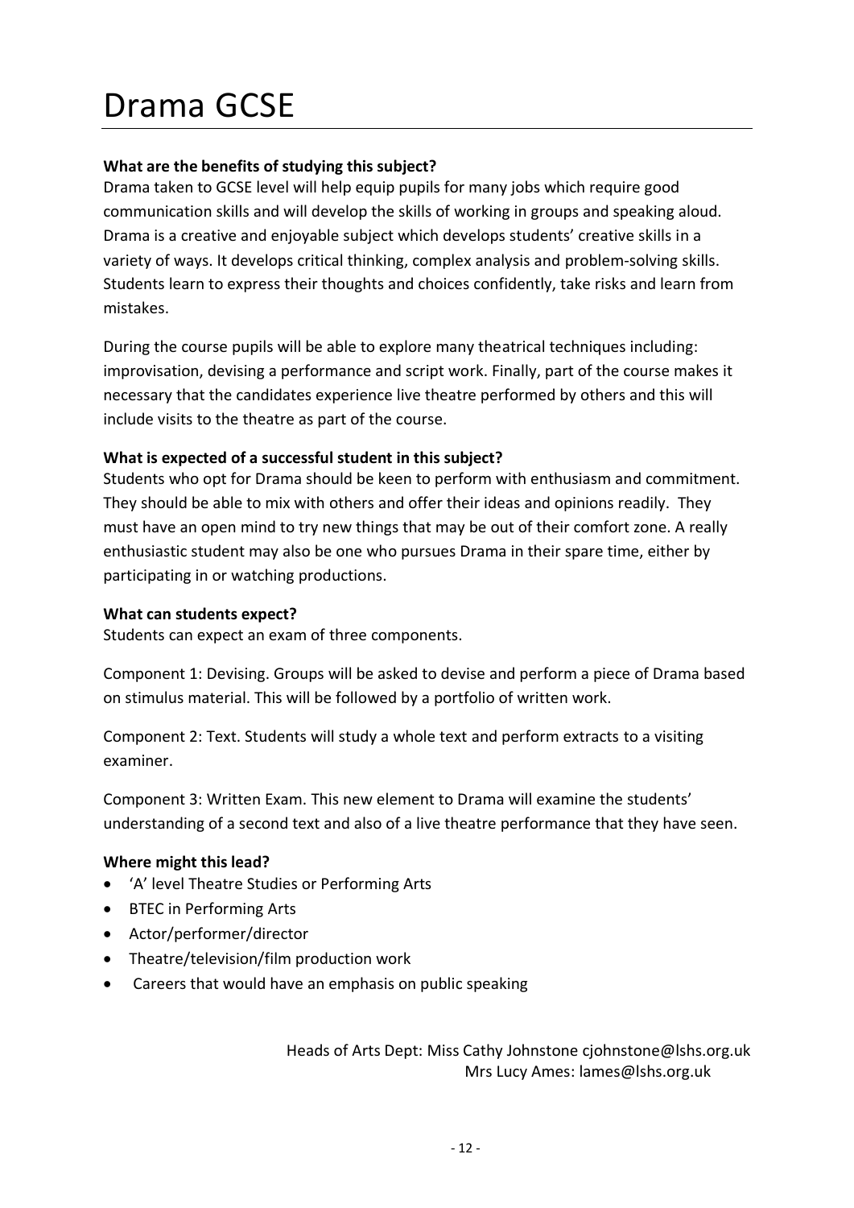# Drama GCSE

**What are the benefits of studying this subject?**

Drama taken to GCSE level will help equip pupils for many jobs which require good communication skills and will develop the skills of working in groups and speaking aloud. Drama is a creative and enjoyable subject which develops students' creative skills in a variety of ways. It develops critical thinking, complex analysis and problem-solving skills. Students learn to express their thoughts and choices confidently, take risks and learn from mistakes.

During the course pupils will be able to explore many theatrical techniques including: improvisation, devising a performance and script work. Finally, part of the course makes it necessary that the candidates experience live theatre performed by others and this will include visits to the theatre as part of the course.

**What is expected of a successful student in this subject?**

Students who opt for Drama should be keen to perform with enthusiasm and commitment. They should be able to mix with others and offer their ideas and opinions readily. They must have an open mind to try new things that may be out of their comfort zone. A really enthusiastic student may also be one who pursues Drama in their spare time, either by participating in or watching productions.

**What can students expect?**

Students can expect an exam of three components.

Component 1: Devising. Groups will be asked to devise and perform a piece of Drama based on stimulus material. This will be followed by a portfolio of written work.

Component 2: Text. Students will study a whole text and perform extracts to a visiting examiner.

Component 3: Written Exam. This new element to Drama will examine the students' understanding of a second text and also of a live theatre performance that they have seen.

**Where might this lead?**

- 'A' level Theatre Studies or Performing Arts
- BTEC in Performing Arts
- Actor/performer/director
- Theatre/television/film production work
- Careers that would have an emphasis on public speaking

Heads of Arts Dept: Miss Cathy Johnstone cjohnstone@lshs.org.uk
Mrs Lucy Ames: lames@lshs.org.uk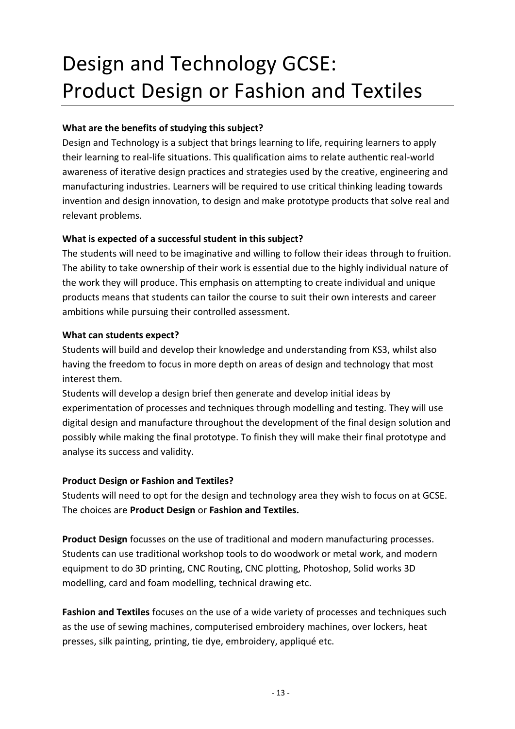# Design and Technology GCSE: Product Design or Fashion and Textiles

**What are the benefits of studying this subject?**

Design and Technology is a subject that brings learning to life, requiring learners to apply their learning to real-life situations. This qualification aims to relate authentic real-world awareness of iterative design practices and strategies used by the creative, engineering and manufacturing industries. Learners will be required to use critical thinking leading towards invention and design innovation, to design and make prototype products that solve real and relevant problems.

**What is expected of a successful student in this subject?**

The students will need to be imaginative and willing to follow their ideas through to fruition. The ability to take ownership of their work is essential due to the highly individual nature of the work they will produce. This emphasis on attempting to create individual and unique products means that students can tailor the course to suit their own interests and career ambitions while pursuing their controlled assessment.

**What can students expect?**

Students will build and develop their knowledge and understanding from KS3, whilst also having the freedom to focus in more depth on areas of design and technology that most interest them.

Students will develop a design brief then generate and develop initial ideas by experimentation of processes and techniques through modelling and testing. They will use digital design and manufacture throughout the development of the final design solution and possibly while making the final prototype. To finish they will make their final prototype and analyse its success and validity.

**Product Design or Fashion and Textiles?**

Students will need to opt for the design and technology area they wish to focus on at GCSE. The choices are **Product Design** or **Fashion and Textiles.**

**Product Design** focusses on the use of traditional and modern manufacturing processes. Students can use traditional workshop tools to do woodwork or metal work, and modern equipment to do 3D printing, CNC Routing, CNC plotting, Photoshop, Solid works 3D modelling, card and foam modelling, technical drawing etc.

**Fashion and Textiles** focuses on the use of a wide variety of processes and techniques such as the use of sewing machines, computerised embroidery machines, over lockers, heat presses, silk painting, printing, tie dye, embroidery, appliqué etc.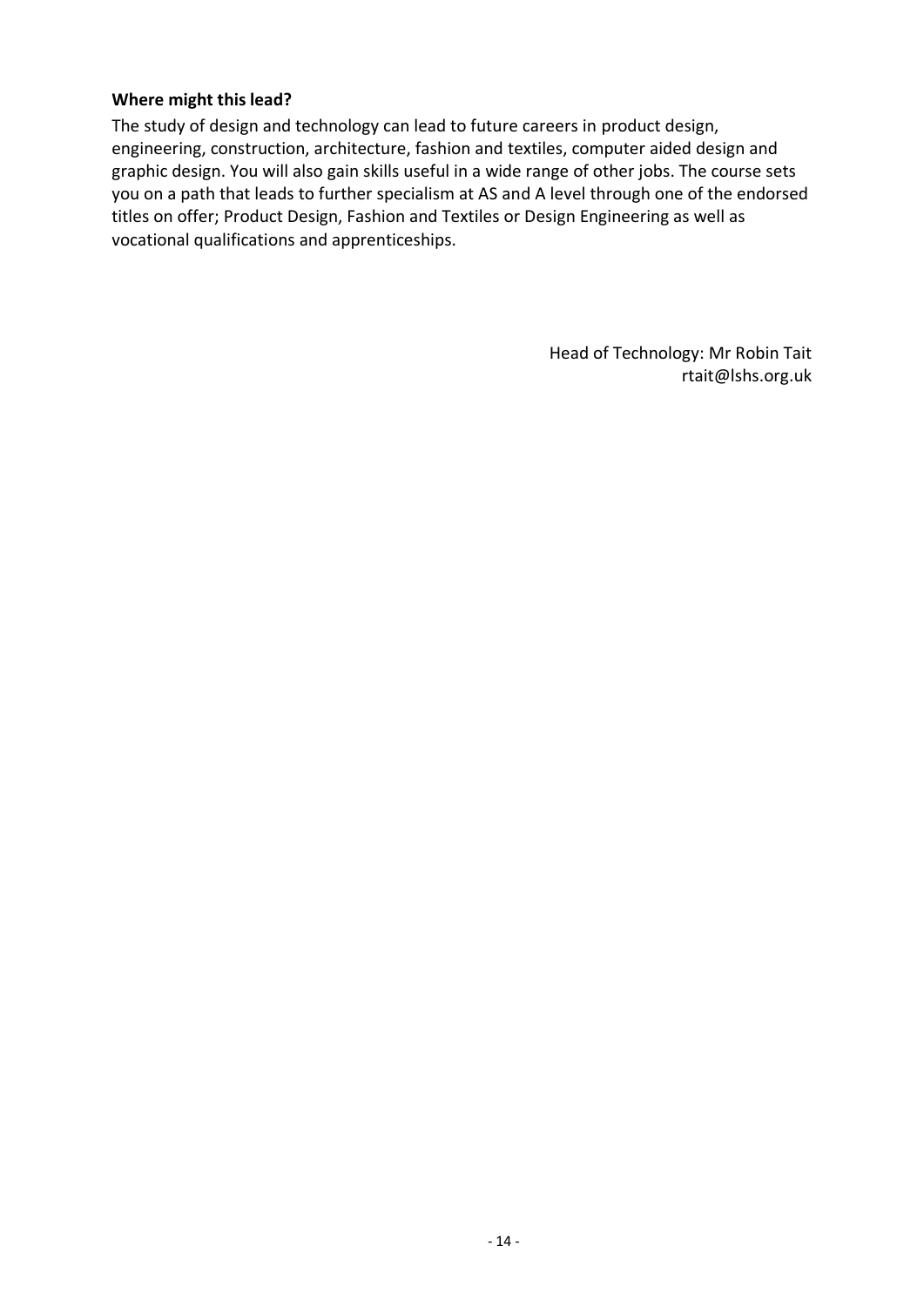**Where might this lead?**

The study of design and technology can lead to future careers in product design, engineering, construction, architecture, fashion and textiles, computer aided design and graphic design. You will also gain skills useful in a wide range of other jobs. The course sets you on a path that leads to further specialism at AS and A level through one of the endorsed titles on offer; Product Design, Fashion and Textiles or Design Engineering as well as vocational qualifications and apprenticeships.

Head of Technology: Mr Robin Tait
rtait@lshs.org.uk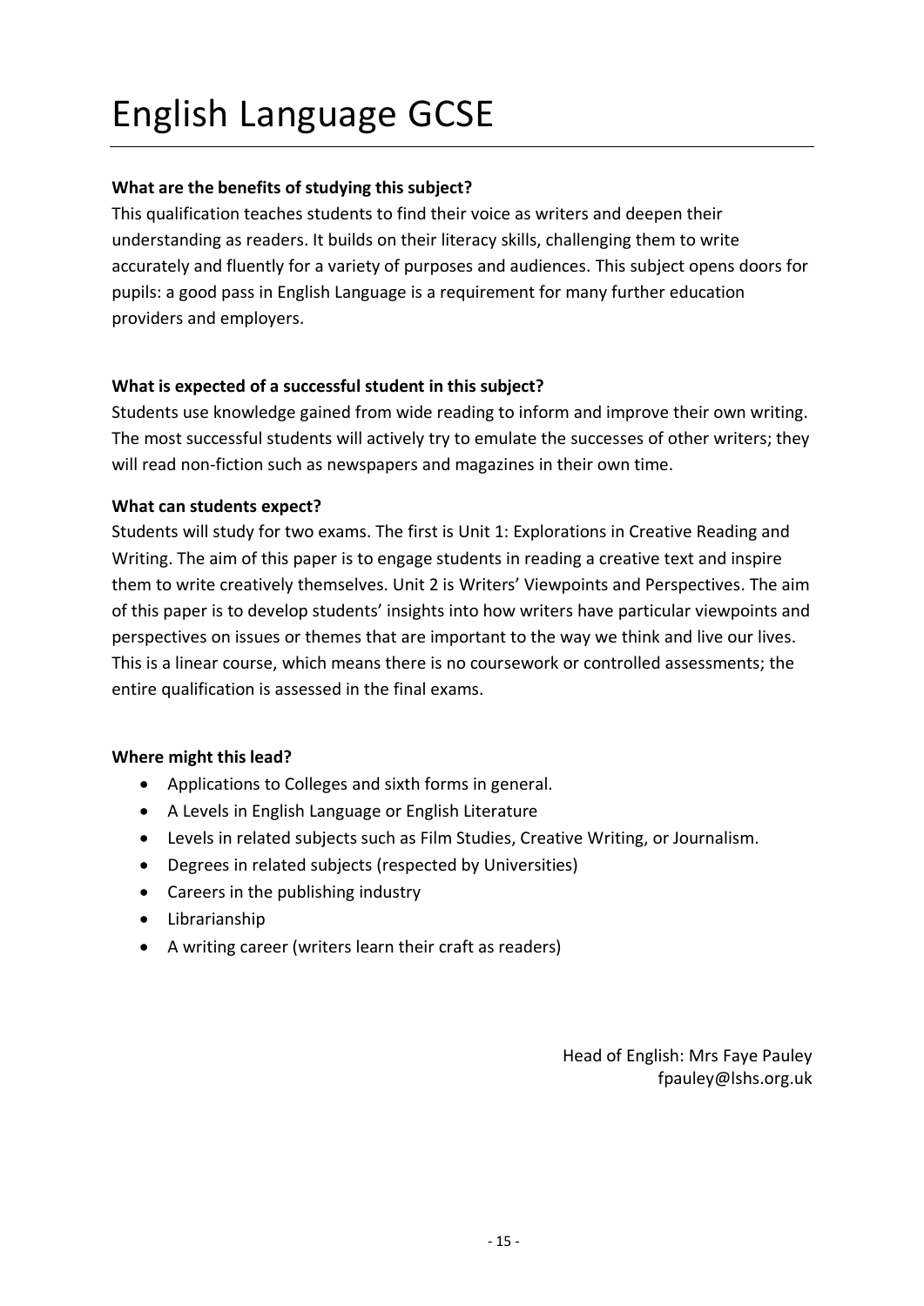# English Language GCSE

**What are the benefits of studying this subject?**

This qualification teaches students to find their voice as writers and deepen their understanding as readers. It builds on their literacy skills, challenging them to write accurately and fluently for a variety of purposes and audiences. This subject opens doors for pupils: a good pass in English Language is a requirement for many further education providers and employers.

**What is expected of a successful student in this subject?**

Students use knowledge gained from wide reading to inform and improve their own writing. The most successful students will actively try to emulate the successes of other writers; they will read non-fiction such as newspapers and magazines in their own time.

**What can students expect?**

Students will study for two exams. The first is Unit 1: Explorations in Creative Reading and Writing. The aim of this paper is to engage students in reading a creative text and inspire them to write creatively themselves. Unit 2 is Writers' Viewpoints and Perspectives. The aim of this paper is to develop students' insights into how writers have particular viewpoints and perspectives on issues or themes that are important to the way we think and live our lives. This is a linear course, which means there is no coursework or controlled assessments; the entire qualification is assessed in the final exams.

**Where might this lead?**

- Applications to Colleges and sixth forms in general.
- A Levels in English Language or English Literature
- Levels in related subjects such as Film Studies, Creative Writing, or Journalism.
- Degrees in related subjects (respected by Universities)
- Careers in the publishing industry
- Librarianship
- A writing career (writers learn their craft as readers)

Head of English: Mrs Faye Pauley
fpauley@lshs.org.uk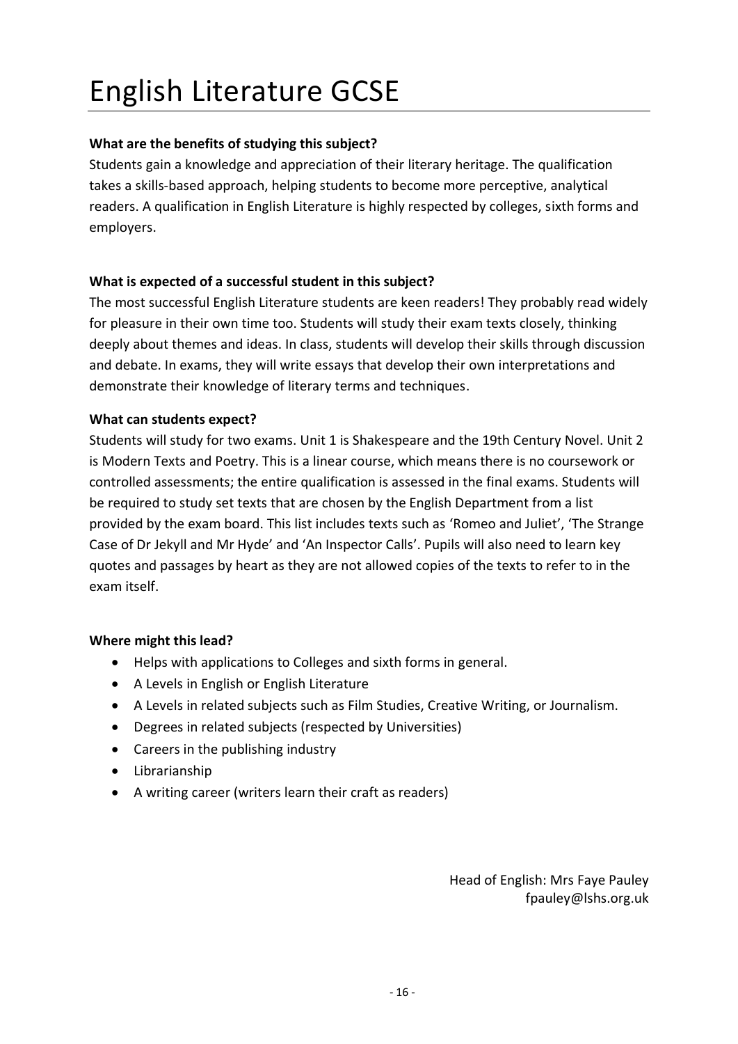# English Literature GCSE

**What are the benefits of studying this subject?**

Students gain a knowledge and appreciation of their literary heritage. The qualification takes a skills-based approach, helping students to become more perceptive, analytical readers. A qualification in English Literature is highly respected by colleges, sixth forms and employers.

**What is expected of a successful student in this subject?**

The most successful English Literature students are keen readers! They probably read widely for pleasure in their own time too. Students will study their exam texts closely, thinking deeply about themes and ideas. In class, students will develop their skills through discussion and debate. In exams, they will write essays that develop their own interpretations and demonstrate their knowledge of literary terms and techniques.

**What can students expect?**

Students will study for two exams. Unit 1 is Shakespeare and the 19th Century Novel. Unit 2 is Modern Texts and Poetry. This is a linear course, which means there is no coursework or controlled assessments; the entire qualification is assessed in the final exams. Students will be required to study set texts that are chosen by the English Department from a list provided by the exam board. This list includes texts such as 'Romeo and Juliet', 'The Strange Case of Dr Jekyll and Mr Hyde' and 'An Inspector Calls'. Pupils will also need to learn key quotes and passages by heart as they are not allowed copies of the texts to refer to in the exam itself.

**Where might this lead?**

- Helps with applications to Colleges and sixth forms in general.
- A Levels in English or English Literature
- A Levels in related subjects such as Film Studies, Creative Writing, or Journalism.
- Degrees in related subjects (respected by Universities)
- Careers in the publishing industry
- Librarianship
- A writing career (writers learn their craft as readers)

Head of English: Mrs Faye Pauley
fpauley@lshs.org.uk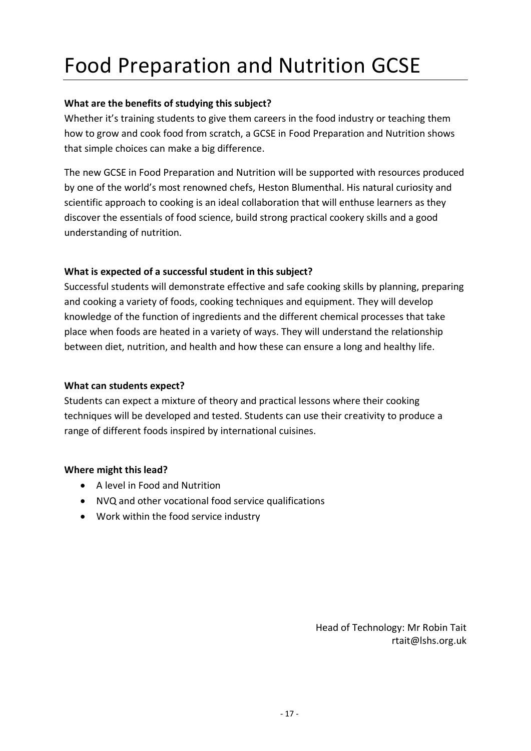# Food Preparation and Nutrition GCSE

**What are the benefits of studying this subject?**

Whether it's training students to give them careers in the food industry or teaching them how to grow and cook food from scratch, a GCSE in Food Preparation and Nutrition shows that simple choices can make a big difference.

The new GCSE in Food Preparation and Nutrition will be supported with resources produced by one of the world's most renowned chefs, Heston Blumenthal. His natural curiosity and scientific approach to cooking is an ideal collaboration that will enthuse learners as they discover the essentials of food science, build strong practical cookery skills and a good understanding of nutrition.

**What is expected of a successful student in this subject?**

Successful students will demonstrate effective and safe cooking skills by planning, preparing and cooking a variety of foods, cooking techniques and equipment. They will develop knowledge of the function of ingredients and the different chemical processes that take place when foods are heated in a variety of ways. They will understand the relationship between diet, nutrition, and health and how these can ensure a long and healthy life.

**What can students expect?**

Students can expect a mixture of theory and practical lessons where their cooking techniques will be developed and tested. Students can use their creativity to produce a range of different foods inspired by international cuisines.

**Where might this lead?**

- A level in Food and Nutrition
- NVQ and other vocational food service qualifications
- Work within the food service industry

Head of Technology: Mr Robin Tait
rtait@lshs.org.uk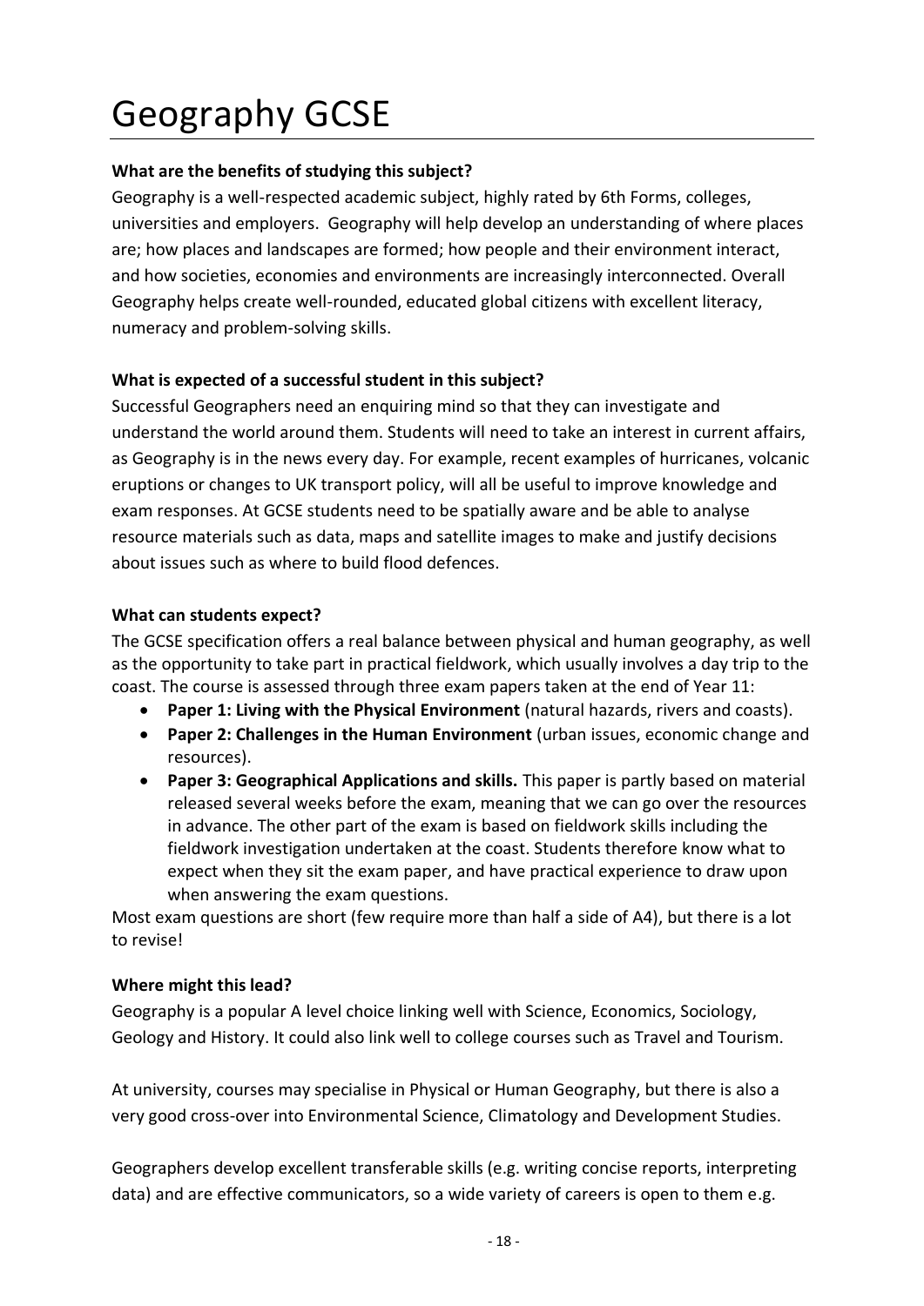# Geography GCSE

**What are the benefits of studying this subject?**

Geography is a well-respected academic subject, highly rated by 6th Forms, colleges, universities and employers. Geography will help develop an understanding of where places are; how places and landscapes are formed; how people and their environment interact, and how societies, economies and environments are increasingly interconnected. Overall Geography helps create well-rounded, educated global citizens with excellent literacy, numeracy and problem-solving skills.

**What is expected of a successful student in this subject?**

Successful Geographers need an enquiring mind so that they can investigate and understand the world around them. Students will need to take an interest in current affairs, as Geography is in the news every day. For example, recent examples of hurricanes, volcanic eruptions or changes to UK transport policy, will all be useful to improve knowledge and exam responses. At GCSE students need to be spatially aware and be able to analyse resource materials such as data, maps and satellite images to make and justify decisions about issues such as where to build flood defences.

**What can students expect?**

The GCSE specification offers a real balance between physical and human geography, as well as the opportunity to take part in practical fieldwork, which usually involves a day trip to the coast. The course is assessed through three exam papers taken at the end of Year 11:

- **Paper 1: Living with the Physical Environment** (natural hazards, rivers and coasts).
- **Paper 2: Challenges in the Human Environment** (urban issues, economic change and resources).
- **Paper 3: Geographical Applications and skills.** This paper is partly based on material released several weeks before the exam, meaning that we can go over the resources in advance. The other part of the exam is based on fieldwork skills including the fieldwork investigation undertaken at the coast. Students therefore know what to expect when they sit the exam paper, and have practical experience to draw upon when answering the exam questions.

Most exam questions are short (few require more than half a side of A4), but there is a lot to revise!

**Where might this lead?**

Geography is a popular A level choice linking well with Science, Economics, Sociology, Geology and History. It could also link well to college courses such as Travel and Tourism.

At university, courses may specialise in Physical or Human Geography, but there is also a very good cross-over into Environmental Science, Climatology and Development Studies.

Geographers develop excellent transferable skills (e.g. writing concise reports, interpreting data) and are effective communicators, so a wide variety of careers is open to them e.g.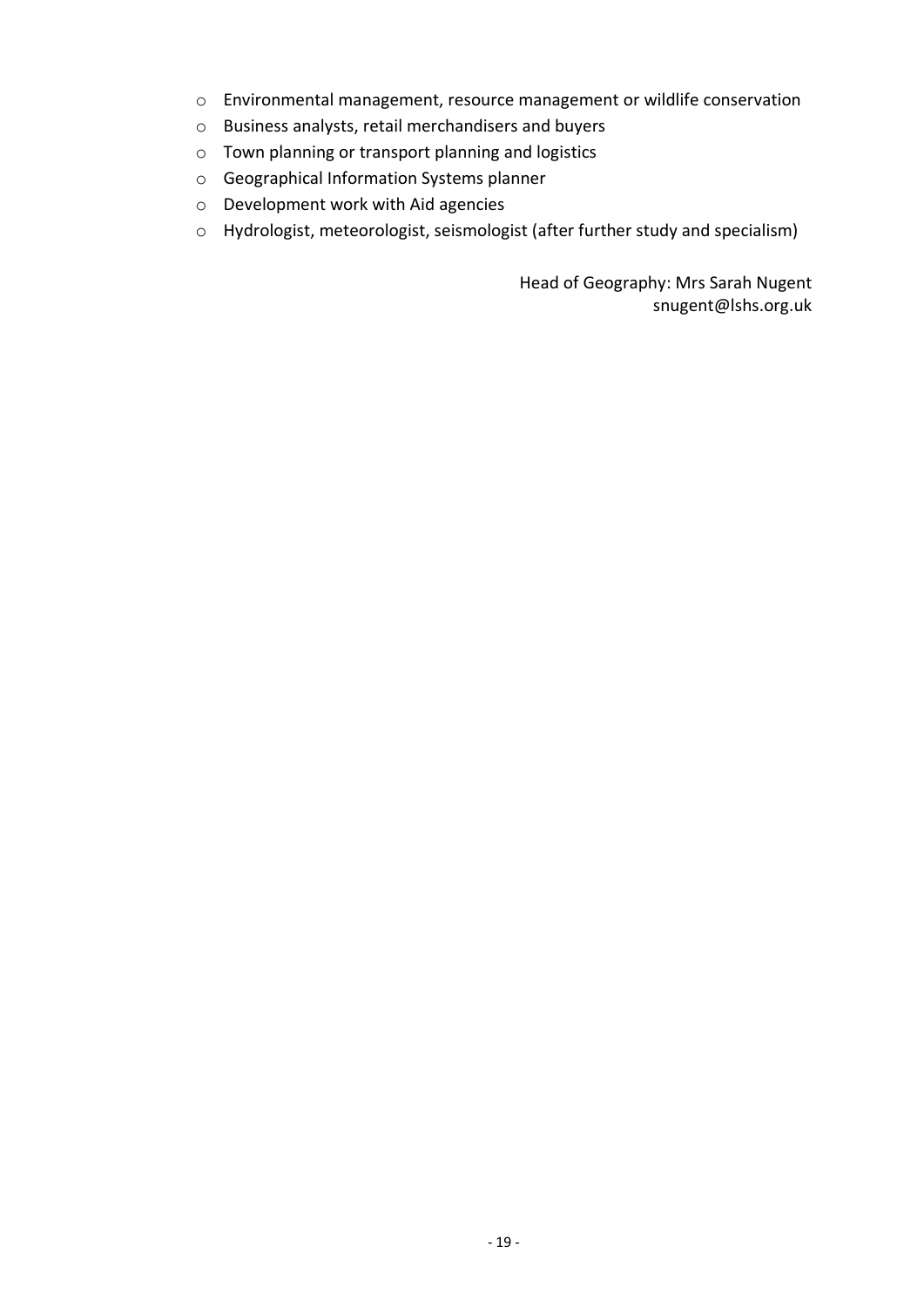- Environmental management, resource management or wildlife conservation
- Business analysts, retail merchandisers and buyers
- Town planning or transport planning and logistics
- Geographical Information Systems planner
- Development work with Aid agencies
- Hydrologist, meteorologist, seismologist (after further study and specialism)

Head of Geography: Mrs Sarah Nugent
snugent@lshs.org.uk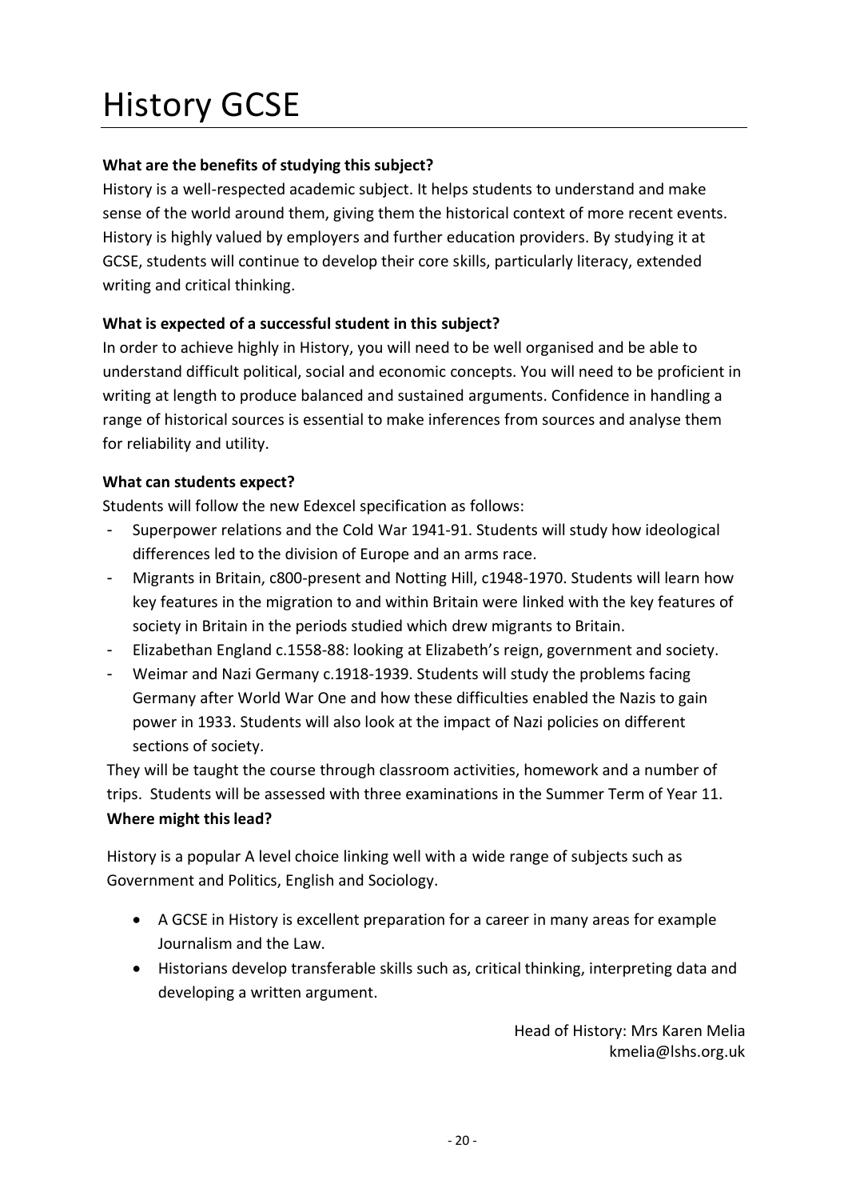# History GCSE

**What are the benefits of studying this subject?**

History is a well-respected academic subject. It helps students to understand and make sense of the world around them, giving them the historical context of more recent events. History is highly valued by employers and further education providers. By studying it at GCSE, students will continue to develop their core skills, particularly literacy, extended writing and critical thinking.

**What is expected of a successful student in this subject?**

In order to achieve highly in History, you will need to be well organised and be able to understand difficult political, social and economic concepts. You will need to be proficient in writing at length to produce balanced and sustained arguments. Confidence in handling a range of historical sources is essential to make inferences from sources and analyse them for reliability and utility.

**What can students expect?**

Students will follow the new Edexcel specification as follows:

- Superpower relations and the Cold War 1941-91. Students will study how ideological differences led to the division of Europe and an arms race.
- Migrants in Britain, c800-present and Notting Hill, c1948-1970. Students will learn how key features in the migration to and within Britain were linked with the key features of society in Britain in the periods studied which drew migrants to Britain.
- Elizabethan England c.1558-88: looking at Elizabeth's reign, government and society.
- Weimar and Nazi Germany c.1918-1939. Students will study the problems facing Germany after World War One and how these difficulties enabled the Nazis to gain power in 1933. Students will also look at the impact of Nazi policies on different sections of society.

They will be taught the course through classroom activities, homework and a number of trips. Students will be assessed with three examinations in the Summer Term of Year 11.

**Where might this lead?**

History is a popular A level choice linking well with a wide range of subjects such as Government and Politics, English and Sociology.

- A GCSE in History is excellent preparation for a career in many areas for example Journalism and the Law.
- Historians develop transferable skills such as, critical thinking, interpreting data and developing a written argument.

Head of History: Mrs Karen Melia
kmelia@lshs.org.uk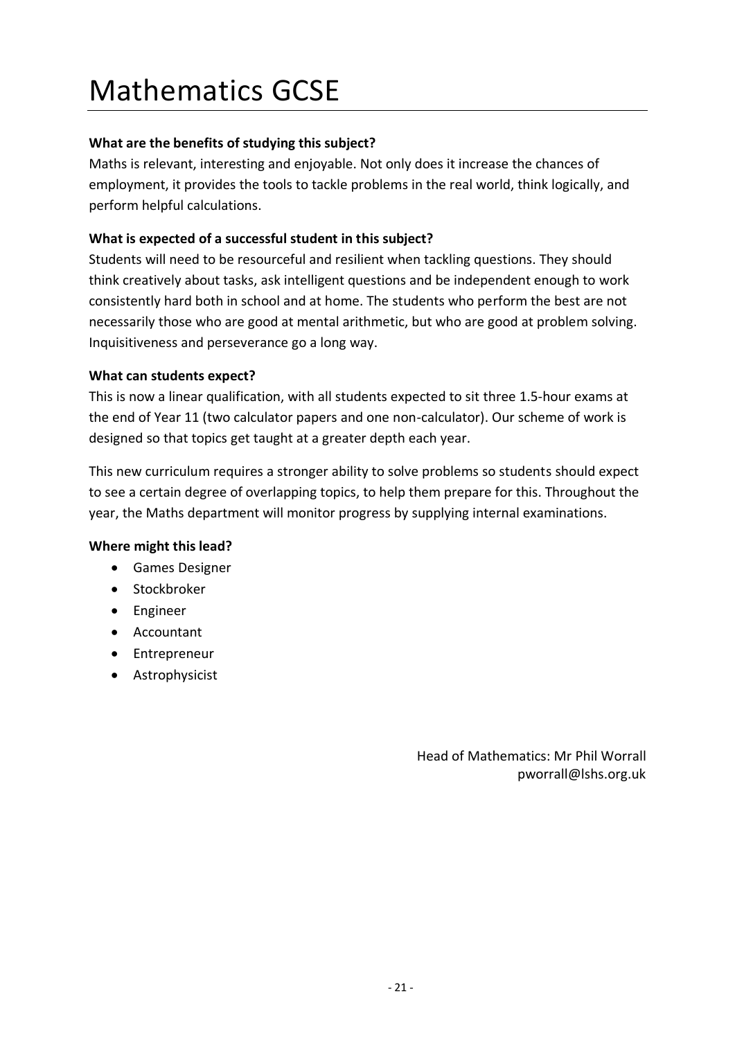# Mathematics GCSE

**What are the benefits of studying this subject?**

Maths is relevant, interesting and enjoyable. Not only does it increase the chances of employment, it provides the tools to tackle problems in the real world, think logically, and perform helpful calculations.

**What is expected of a successful student in this subject?**

Students will need to be resourceful and resilient when tackling questions. They should think creatively about tasks, ask intelligent questions and be independent enough to work consistently hard both in school and at home. The students who perform the best are not necessarily those who are good at mental arithmetic, but who are good at problem solving. Inquisitiveness and perseverance go a long way.

**What can students expect?**

This is now a linear qualification, with all students expected to sit three 1.5-hour exams at the end of Year 11 (two calculator papers and one non-calculator). Our scheme of work is designed so that topics get taught at a greater depth each year.

This new curriculum requires a stronger ability to solve problems so students should expect to see a certain degree of overlapping topics, to help them prepare for this. Throughout the year, the Maths department will monitor progress by supplying internal examinations.

**Where might this lead?**

- Games Designer
- Stockbroker
- Engineer
- Accountant
- Entrepreneur
- Astrophysicist

Head of Mathematics: Mr Phil Worrall
pworrall@lshs.org.uk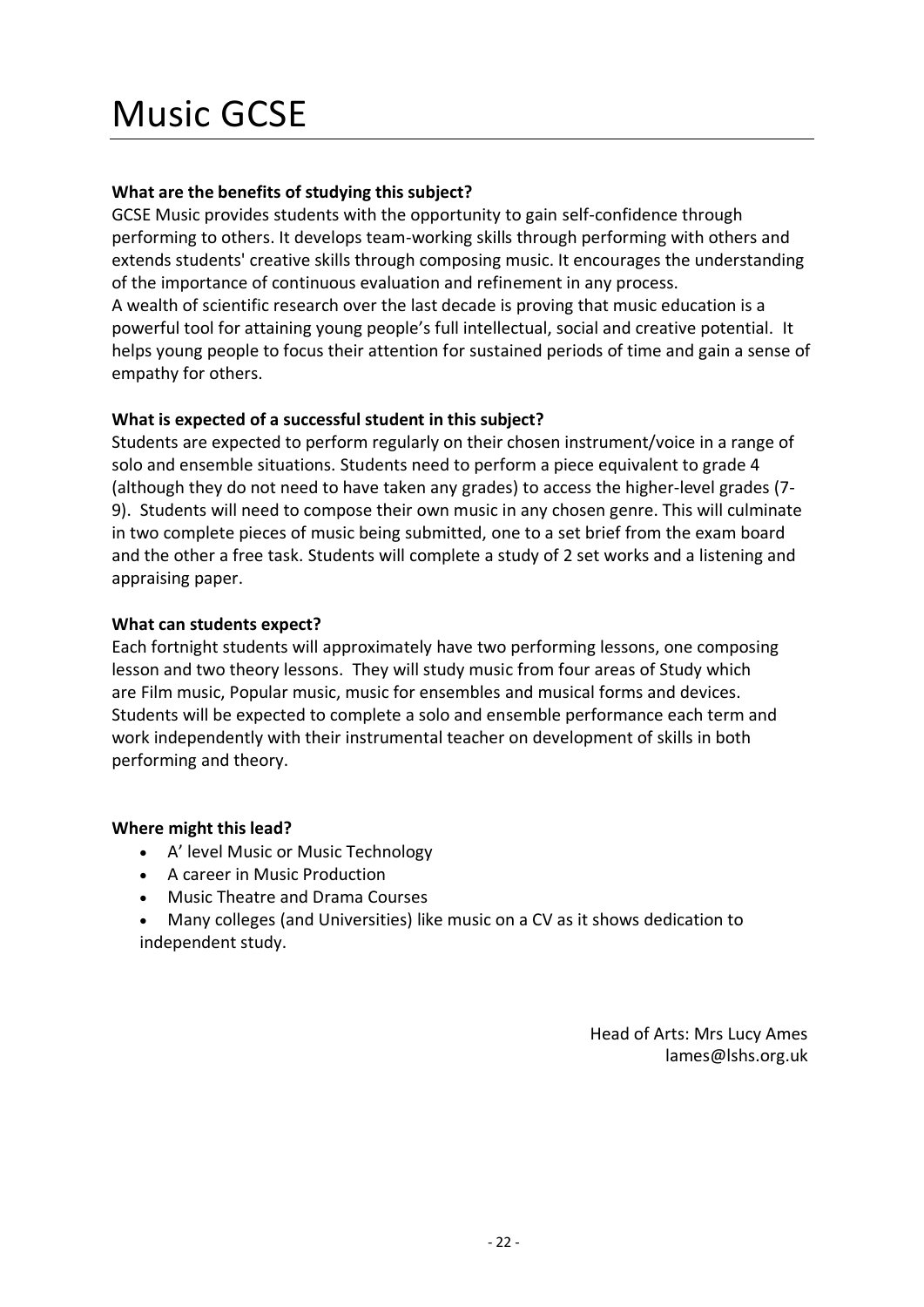# Music GCSE

**What are the benefits of studying this subject?**

GCSE Music provides students with the opportunity to gain self-confidence through performing to others. It develops team-working skills through performing with others and extends students' creative skills through composing music. It encourages the understanding of the importance of continuous evaluation and refinement in any process.

A wealth of scientific research over the last decade is proving that music education is a powerful tool for attaining young people's full intellectual, social and creative potential. It helps young people to focus their attention for sustained periods of time and gain a sense of empathy for others.

**What is expected of a successful student in this subject?**

Students are expected to perform regularly on their chosen instrument/voice in a range of solo and ensemble situations. Students need to perform a piece equivalent to grade 4 (although they do not need to have taken any grades) to access the higher-level grades (7-9). Students will need to compose their own music in any chosen genre. This will culminate in two complete pieces of music being submitted, one to a set brief from the exam board and the other a free task. Students will complete a study of 2 set works and a listening and appraising paper.

**What can students expect?**

Each fortnight students will approximately have two performing lessons, one composing lesson and two theory lessons. They will study music from four areas of Study which are Film music, Popular music, music for ensembles and musical forms and devices. Students will be expected to complete a solo and ensemble performance each term and work independently with their instrumental teacher on development of skills in both performing and theory.

**Where might this lead?**

- A' level Music or Music Technology
- A career in Music Production
- Music Theatre and Drama Courses
- Many colleges (and Universities) like music on a CV as it shows dedication to independent study.

Head of Arts: Mrs Lucy Ames
lames@lshs.org.uk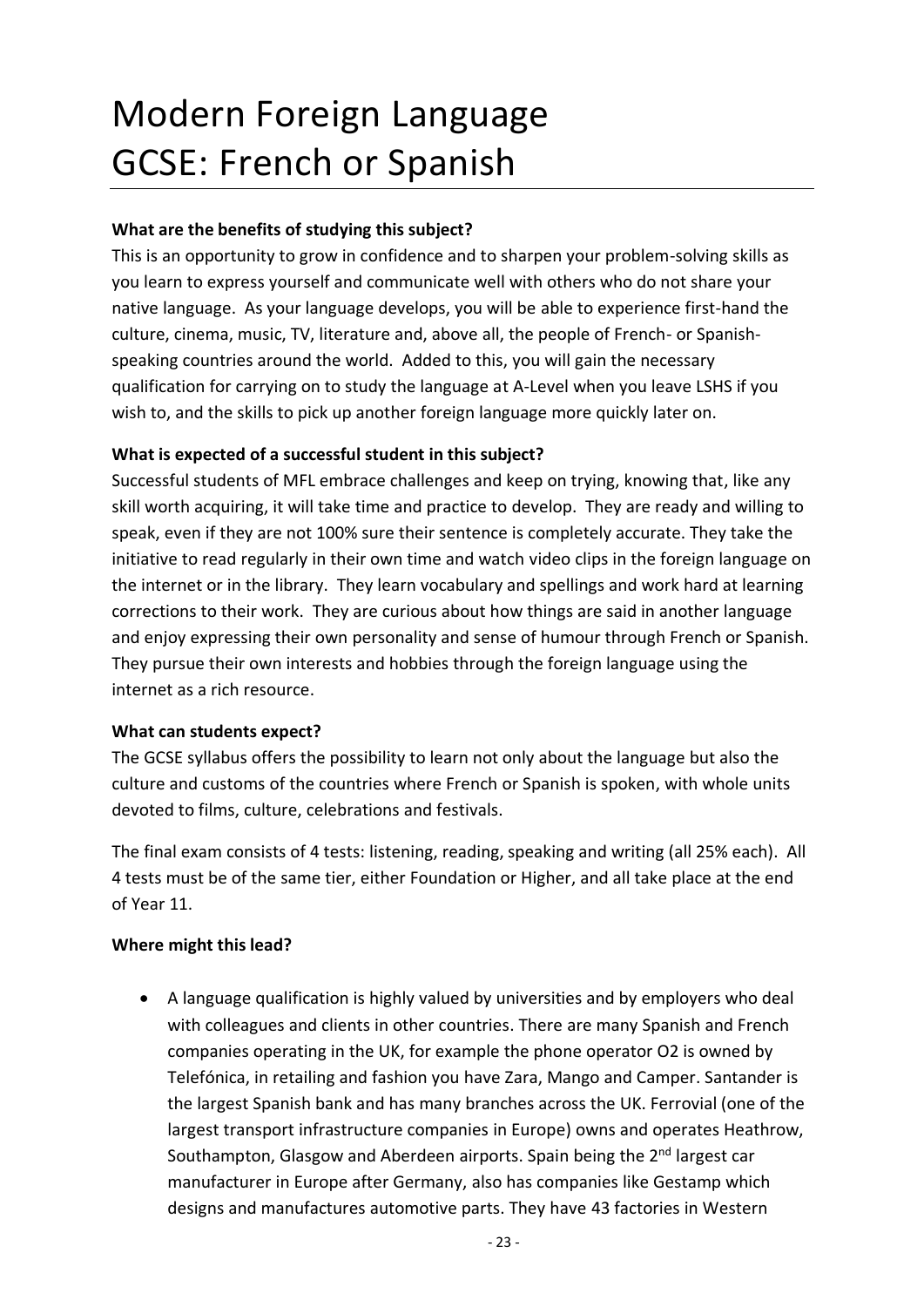# Modern Foreign Language GCSE: French or Spanish

**What are the benefits of studying this subject?**

This is an opportunity to grow in confidence and to sharpen your problem-solving skills as you learn to express yourself and communicate well with others who do not share your native language. As your language develops, you will be able to experience first-hand the culture, cinema, music, TV, literature and, above all, the people of French- or Spanish-speaking countries around the world. Added to this, you will gain the necessary qualification for carrying on to study the language at A-Level when you leave LSHS if you wish to, and the skills to pick up another foreign language more quickly later on.

**What is expected of a successful student in this subject?**

Successful students of MFL embrace challenges and keep on trying, knowing that, like any skill worth acquiring, it will take time and practice to develop. They are ready and willing to speak, even if they are not 100% sure their sentence is completely accurate. They take the initiative to read regularly in their own time and watch video clips in the foreign language on the internet or in the library. They learn vocabulary and spellings and work hard at learning corrections to their work. They are curious about how things are said in another language and enjoy expressing their own personality and sense of humour through French or Spanish. They pursue their own interests and hobbies through the foreign language using the internet as a rich resource.

**What can students expect?**

The GCSE syllabus offers the possibility to learn not only about the language but also the culture and customs of the countries where French or Spanish is spoken, with whole units devoted to films, culture, celebrations and festivals.

The final exam consists of 4 tests: listening, reading, speaking and writing (all 25% each). All 4 tests must be of the same tier, either Foundation or Higher, and all take place at the end of Year 11.

**Where might this lead?**

- A language qualification is highly valued by universities and by employers who deal with colleagues and clients in other countries. There are many Spanish and French companies operating in the UK, for example the phone operator O2 is owned by Telefónica, in retailing and fashion you have Zara, Mango and Camper. Santander is the largest Spanish bank and has many branches across the UK. Ferrovial (one of the largest transport infrastructure companies in Europe) owns and operates Heathrow, Southampton, Glasgow and Aberdeen airports. Spain being the 2nd largest car manufacturer in Europe after Germany, also has companies like Gestamp which designs and manufactures automotive parts. They have 43 factories in Western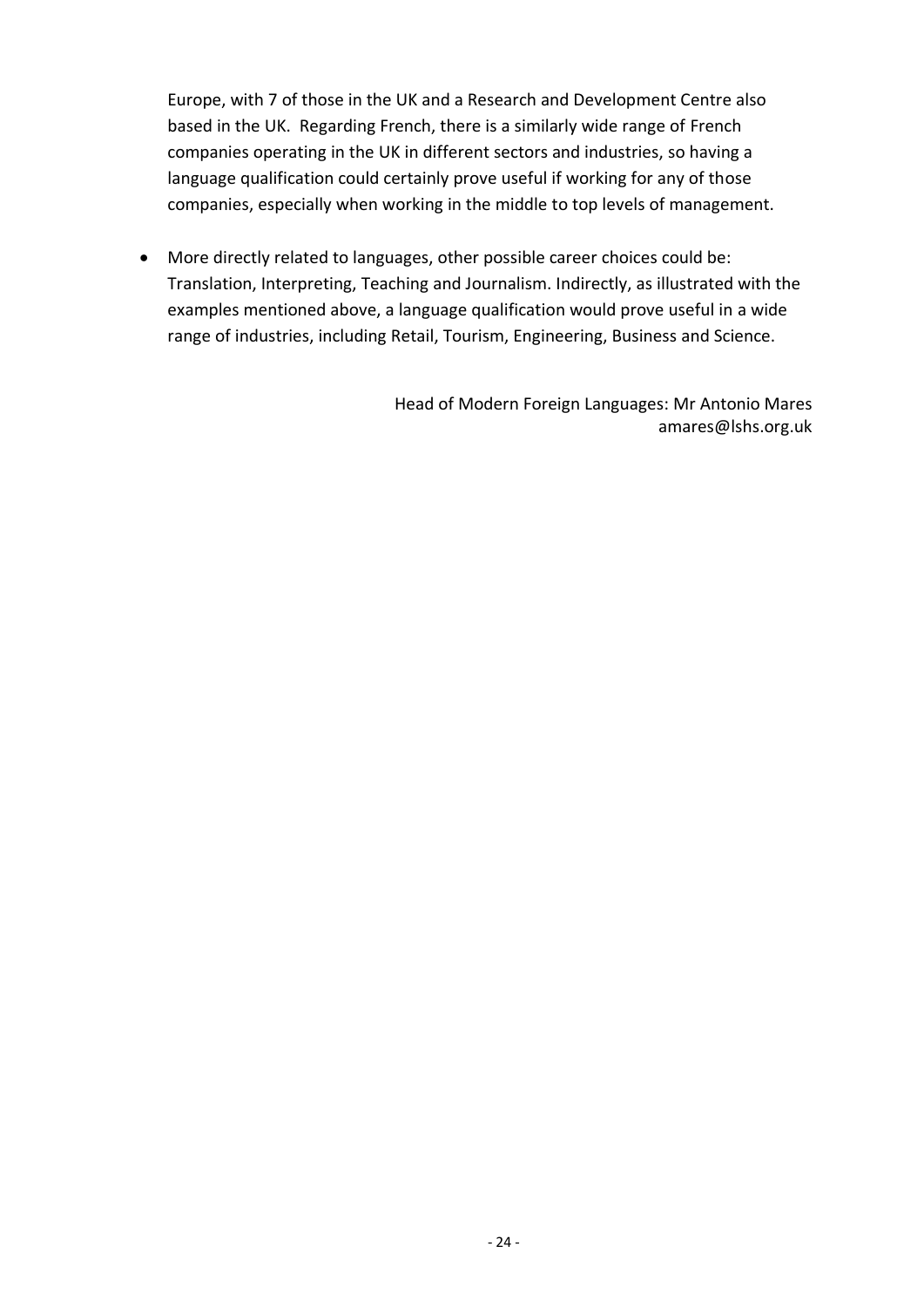Europe, with 7 of those in the UK and a Research and Development Centre also based in the UK. Regarding French, there is a similarly wide range of French companies operating in the UK in different sectors and industries, so having a language qualification could certainly prove useful if working for any of those companies, especially when working in the middle to top levels of management.

- More directly related to languages, other possible career choices could be: Translation, Interpreting, Teaching and Journalism. Indirectly, as illustrated with the examples mentioned above, a language qualification would prove useful in a wide range of industries, including Retail, Tourism, Engineering, Business and Science.

Head of Modern Foreign Languages: Mr Antonio Mares
amares@lshs.org.uk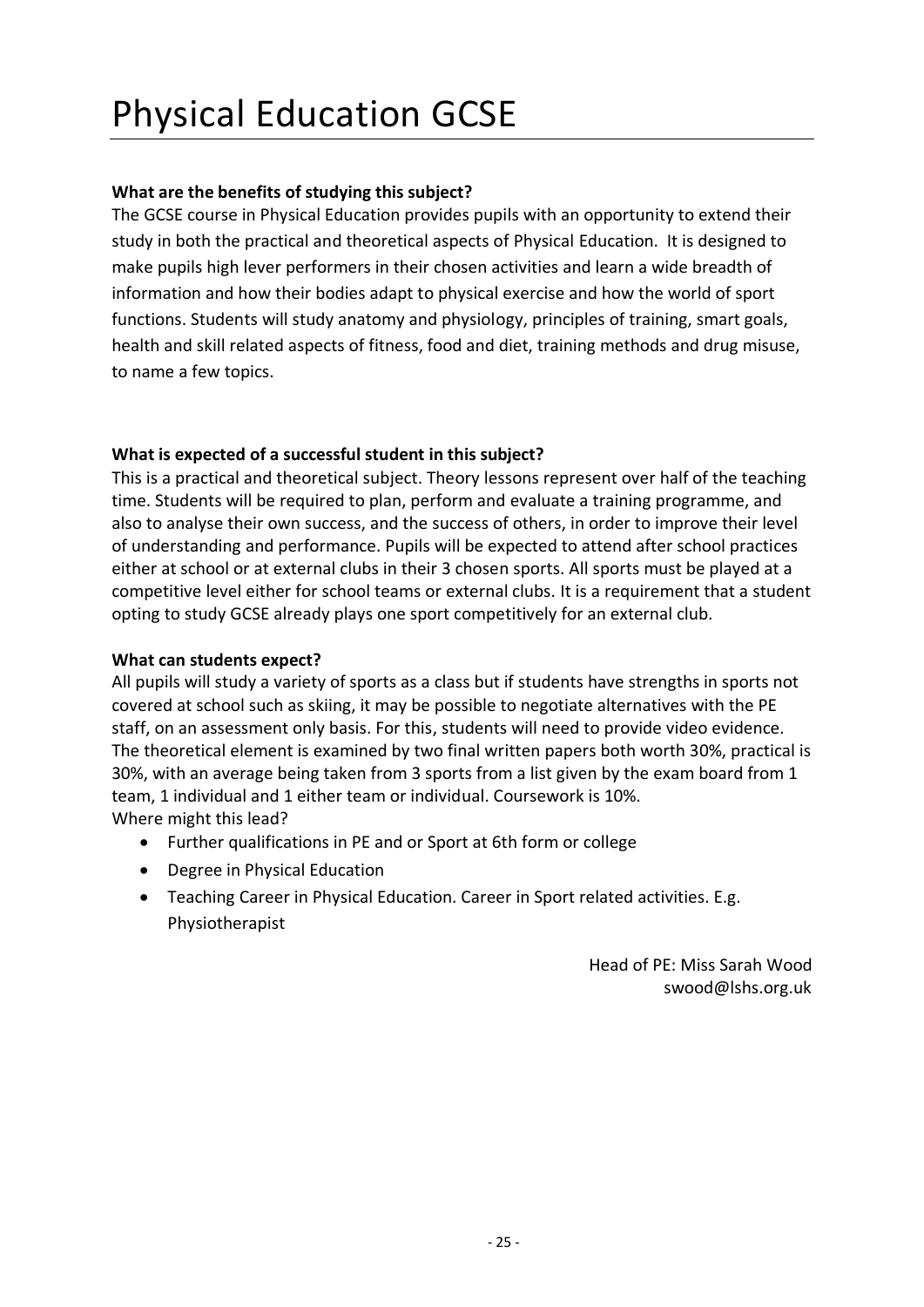# Physical Education GCSE

**What are the benefits of studying this subject?**

The GCSE course in Physical Education provides pupils with an opportunity to extend their study in both the practical and theoretical aspects of Physical Education. It is designed to make pupils high lever performers in their chosen activities and learn a wide breadth of information and how their bodies adapt to physical exercise and how the world of sport functions. Students will study anatomy and physiology, principles of training, smart goals, health and skill related aspects of fitness, food and diet, training methods and drug misuse, to name a few topics.

**What is expected of a successful student in this subject?**

This is a practical and theoretical subject. Theory lessons represent over half of the teaching time. Students will be required to plan, perform and evaluate a training programme, and also to analyse their own success, and the success of others, in order to improve their level of understanding and performance. Pupils will be expected to attend after school practices either at school or at external clubs in their 3 chosen sports. All sports must be played at a competitive level either for school teams or external clubs. It is a requirement that a student opting to study GCSE already plays one sport competitively for an external club.

**What can students expect?**

All pupils will study a variety of sports as a class but if students have strengths in sports not covered at school such as skiing, it may be possible to negotiate alternatives with the PE staff, on an assessment only basis. For this, students will need to provide video evidence. The theoretical element is examined by two final written papers both worth 30%, practical is 30%, with an average being taken from 3 sports from a list given by the exam board from 1 team, 1 individual and 1 either team or individual. Coursework is 10%.

Where might this lead?

- Further qualifications in PE and or Sport at 6th form or college
- Degree in Physical Education
- Teaching Career in Physical Education. Career in Sport related activities. E.g. Physiotherapist

Head of PE: Miss Sarah Wood
swood@lshs.org.uk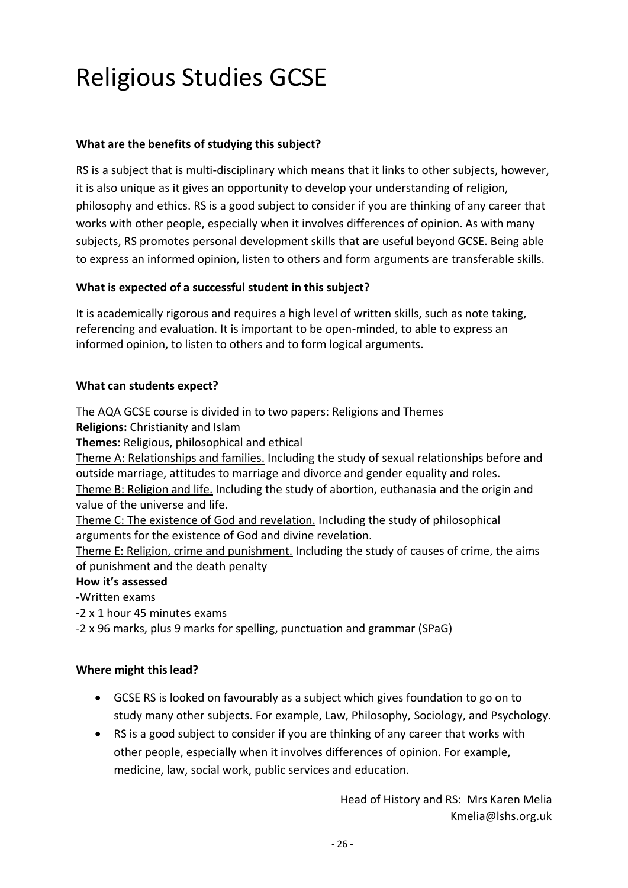# Religious Studies GCSE

**What are the benefits of studying this subject?**

RS is a subject that is multi-disciplinary which means that it links to other subjects, however, it is also unique as it gives an opportunity to develop your understanding of religion, philosophy and ethics. RS is a good subject to consider if you are thinking of any career that works with other people, especially when it involves differences of opinion. As with many subjects, RS promotes personal development skills that are useful beyond GCSE. Being able to express an informed opinion, listen to others and form arguments are transferable skills.

**What is expected of a successful student in this subject?**

It is academically rigorous and requires a high level of written skills, such as note taking, referencing and evaluation. It is important to be open-minded, to able to express an informed opinion, to listen to others and to form logical arguments.

**What can students expect?**

The AQA GCSE course is divided in to two papers: Religions and Themes
**Religions:** Christianity and Islam
**Themes:** Religious, philosophical and ethical
Theme A: Relationships and families. Including the study of sexual relationships before and outside marriage, attitudes to marriage and divorce and gender equality and roles.
Theme B: Religion and life. Including the study of abortion, euthanasia and the origin and value of the universe and life.
Theme C: The existence of God and revelation. Including the study of philosophical arguments for the existence of God and divine revelation.
Theme E: Religion, crime and punishment. Including the study of causes of crime, the aims of punishment and the death penalty
**How it's assessed**
-Written exams
-2 x 1 hour 45 minutes exams
-2 x 96 marks, plus 9 marks for spelling, punctuation and grammar (SPaG)

**Where might this lead?**

- GCSE RS is looked on favourably as a subject which gives foundation to go on to study many other subjects. For example, Law, Philosophy, Sociology, and Psychology.
- RS is a good subject to consider if you are thinking of any career that works with other people, especially when it involves differences of opinion. For example, medicine, law, social work, public services and education.

Head of History and RS: Mrs Karen Melia
Kmelia@lshs.org.uk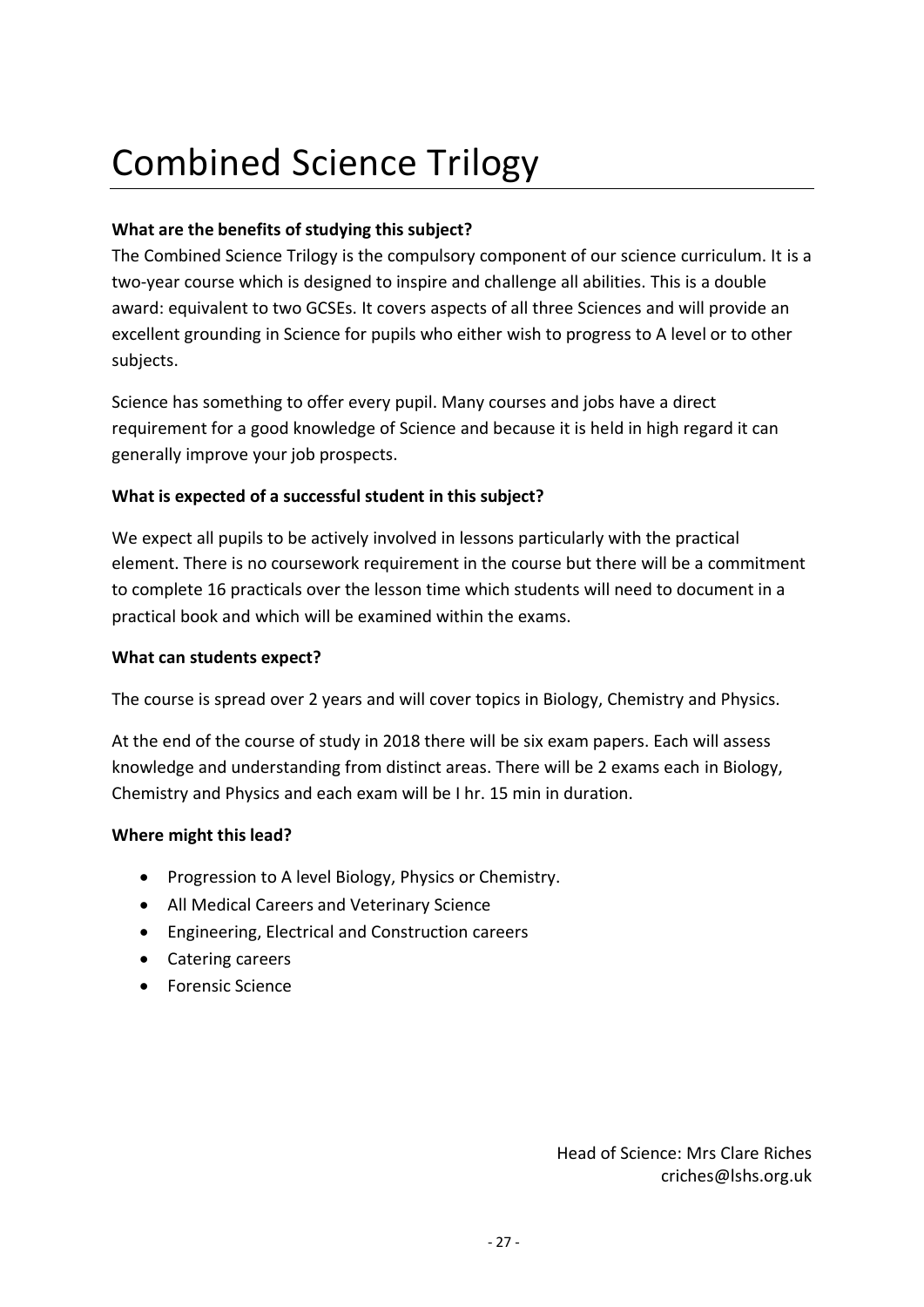# Combined Science Trilogy

**What are the benefits of studying this subject?**

The Combined Science Trilogy is the compulsory component of our science curriculum. It is a two-year course which is designed to inspire and challenge all abilities. This is a double award: equivalent to two GCSEs. It covers aspects of all three Sciences and will provide an excellent grounding in Science for pupils who either wish to progress to A level or to other subjects.

Science has something to offer every pupil. Many courses and jobs have a direct requirement for a good knowledge of Science and because it is held in high regard it can generally improve your job prospects.

**What is expected of a successful student in this subject?**

We expect all pupils to be actively involved in lessons particularly with the practical element. There is no coursework requirement in the course but there will be a commitment to complete 16 practicals over the lesson time which students will need to document in a practical book and which will be examined within the exams.

**What can students expect?**

The course is spread over 2 years and will cover topics in Biology, Chemistry and Physics.

At the end of the course of study in 2018 there will be six exam papers. Each will assess knowledge and understanding from distinct areas. There will be 2 exams each in Biology, Chemistry and Physics and each exam will be I hr. 15 min in duration.

**Where might this lead?**

- Progression to A level Biology, Physics or Chemistry.
- All Medical Careers and Veterinary Science
- Engineering, Electrical and Construction careers
- Catering careers
- Forensic Science

Head of Science: Mrs Clare Riches
criches@lshs.org.uk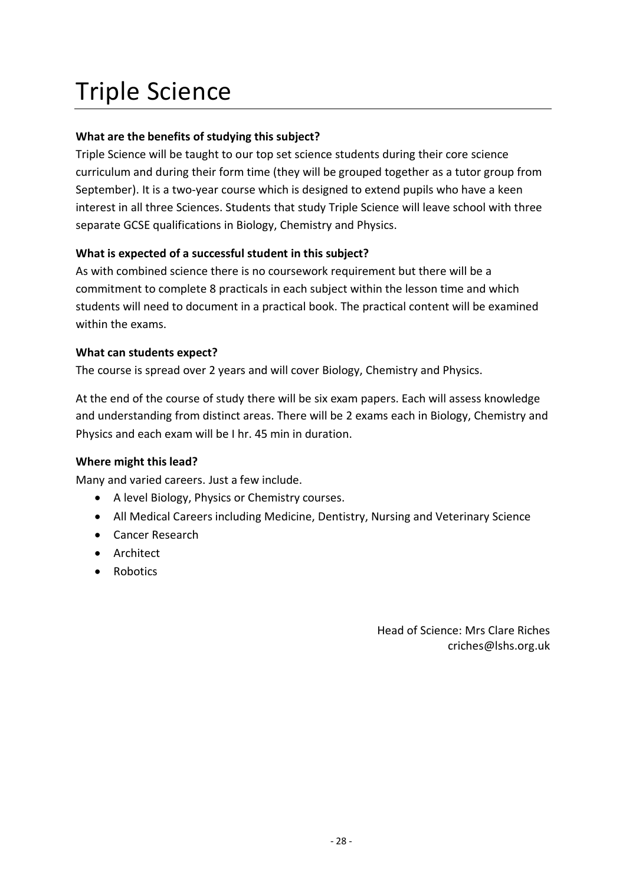# Triple Science

**What are the benefits of studying this subject?**

Triple Science will be taught to our top set science students during their core science curriculum and during their form time (they will be grouped together as a tutor group from September). It is a two-year course which is designed to extend pupils who have a keen interest in all three Sciences. Students that study Triple Science will leave school with three separate GCSE qualifications in Biology, Chemistry and Physics.

**What is expected of a successful student in this subject?**

As with combined science there is no coursework requirement but there will be a commitment to complete 8 practicals in each subject within the lesson time and which students will need to document in a practical book. The practical content will be examined within the exams.

**What can students expect?**

The course is spread over 2 years and will cover Biology, Chemistry and Physics.

At the end of the course of study there will be six exam papers. Each will assess knowledge and understanding from distinct areas. There will be 2 exams each in Biology, Chemistry and Physics and each exam will be I hr. 45 min in duration.

**Where might this lead?**

Many and varied careers. Just a few include.

- A level Biology, Physics or Chemistry courses.
- All Medical Careers including Medicine, Dentistry, Nursing and Veterinary Science
- Cancer Research
- Architect
- Robotics

Head of Science: Mrs Clare Riches
criches@lshs.org.uk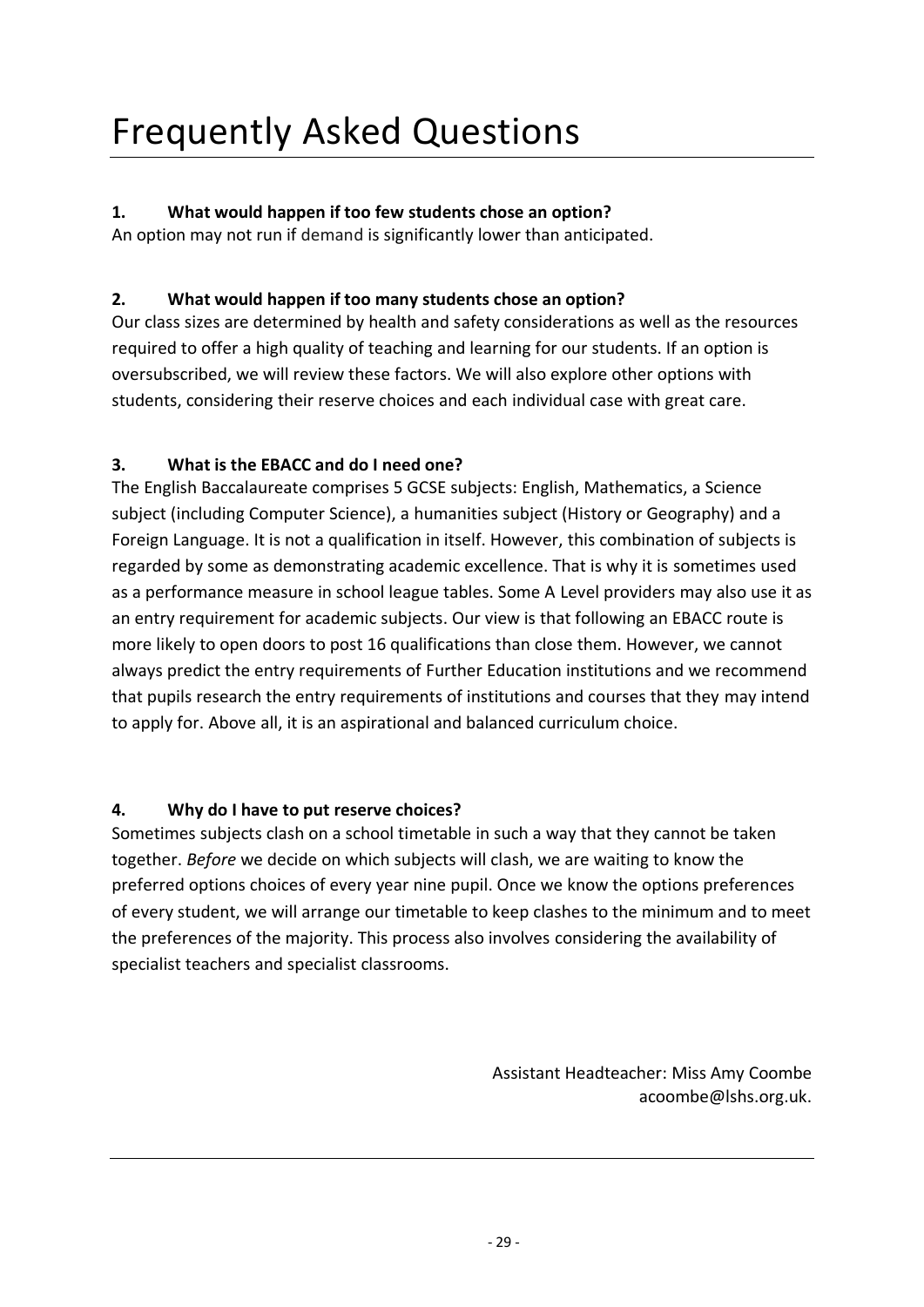# Frequently Asked Questions

### 1. What would happen if too few students chose an option?

An option may not run if demand is significantly lower than anticipated.

### 2. What would happen if too many students chose an option?

Our class sizes are determined by health and safety considerations as well as the resources required to offer a high quality of teaching and learning for our students. If an option is oversubscribed, we will review these factors. We will also explore other options with students, considering their reserve choices and each individual case with great care.

### 3. What is the EBACC and do I need one?

The English Baccalaureate comprises 5 GCSE subjects: English, Mathematics, a Science subject (including Computer Science), a humanities subject (History or Geography) and a Foreign Language. It is not a qualification in itself. However, this combination of subjects is regarded by some as demonstrating academic excellence. That is why it is sometimes used as a performance measure in school league tables. Some A Level providers may also use it as an entry requirement for academic subjects. Our view is that following an EBACC route is more likely to open doors to post 16 qualifications than close them. However, we cannot always predict the entry requirements of Further Education institutions and we recommend that pupils research the entry requirements of institutions and courses that they may intend to apply for. Above all, it is an aspirational and balanced curriculum choice.

### 4. Why do I have to put reserve choices?

Sometimes subjects clash on a school timetable in such a way that they cannot be taken together. *Before* we decide on which subjects will clash, we are waiting to know the preferred options choices of every year nine pupil. Once we know the options preferences of every student, we will arrange our timetable to keep clashes to the minimum and to meet the preferences of the majority. This process also involves considering the availability of specialist teachers and specialist classrooms.

Assistant Headteacher: Miss Amy Coombe
acoombe@lshs.org.uk.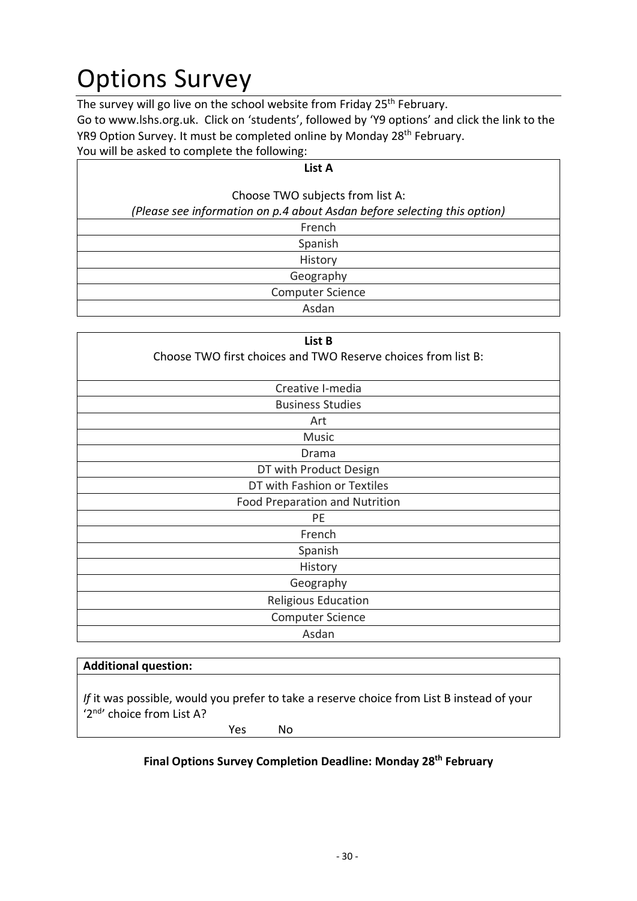# Options Survey

The survey will go live on the school website from Friday 25th February.

Go to www.lshs.org.uk. Click on 'students', followed by 'Y9 options' and click the link to the YR9 Option Survey. It must be completed online by Monday 28th February.

You will be asked to complete the following:

| **List A** |
|---|
| Choose TWO subjects from list A: *(Please see information on p.4 about Asdan before selecting this option)* |
| French |
| Spanish |
| History |
| Geography |
| Computer Science |
| Asdan |

| **List B** |
|---|
| Choose TWO first choices and TWO Reserve choices from list B: |
| Creative I-media |
| Business Studies |
| Art |
| Music |
| Drama |
| DT with Product Design |
| DT with Fashion or Textiles |
| Food Preparation and Nutrition |
| PE |
| French |
| Spanish |
| History |
| Geography |
| Religious Education |
| Computer Science |
| Asdan |

| **Additional question:** |
|---|
| *If* it was possible, would you prefer to take a reserve choice from List B instead of your '2nd' choice from List A? Yes No |

**Final Options Survey Completion Deadline: Monday 28th February**